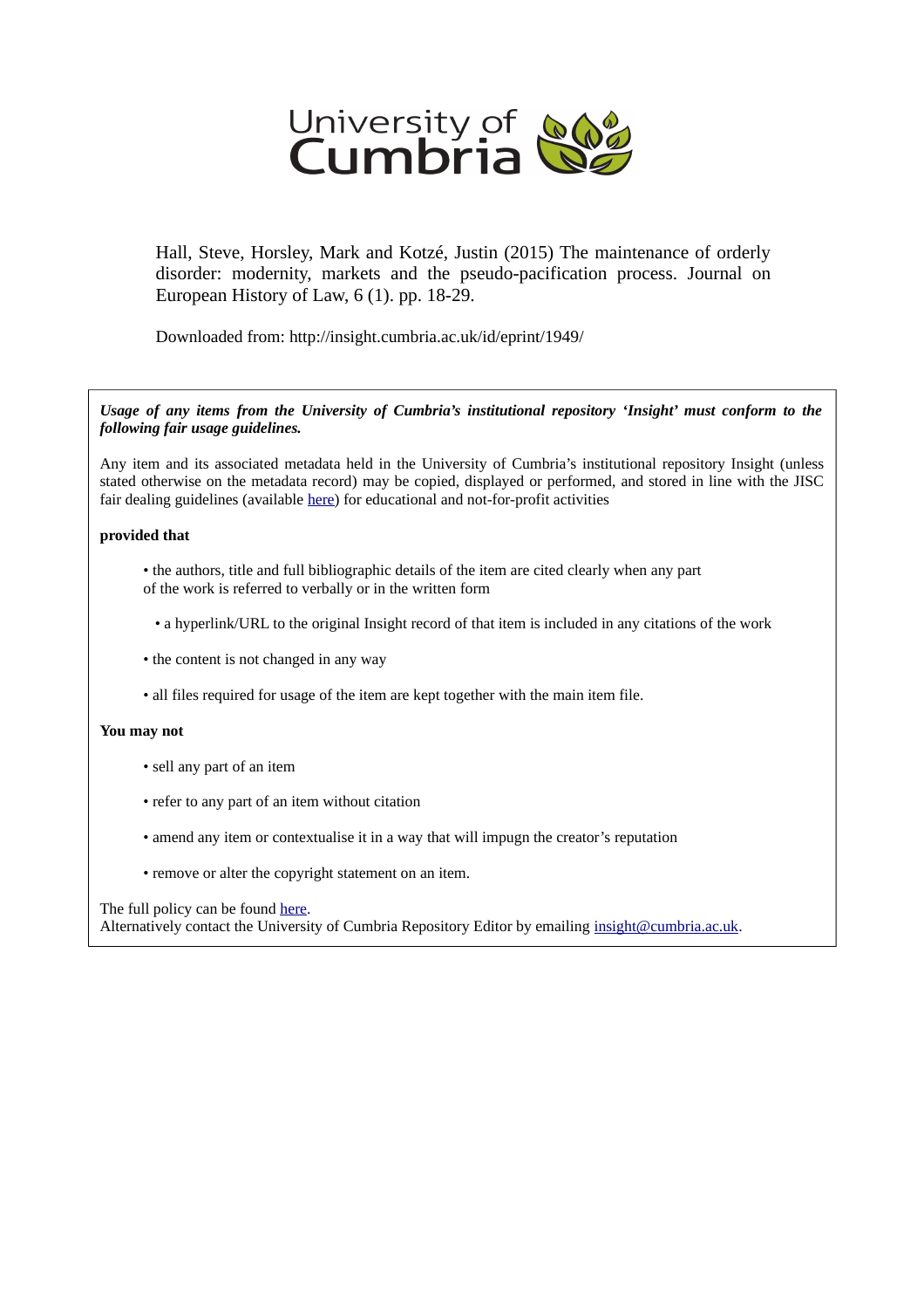University of Cumbria

Hall, Steve, Horsley, Mark and Kotzé, Justin (2015) The maintenance of orderly disorder: modernity, markets and the pseudo-pacification process. Journal on European History of Law, 6 (1). pp. 18-29.

Downloaded from: http://insight.cumbria.ac.uk/id/eprint/1949/

***Usage of any items from the University of Cumbria's institutional repository 'Insight' must conform to the following fair usage guidelines.***

Any item and its associated metadata held in the University of Cumbria's institutional repository Insight (unless stated otherwise on the metadata record) may be copied, displayed or performed, and stored in line with the JISC fair dealing guidelines (available here) for educational and not-for-profit activities

**provided that**

- the authors, title and full bibliographic details of the item are cited clearly when any part of the work is referred to verbally or in the written form
- a hyperlink/URL to the original Insight record of that item is included in any citations of the work
- the content is not changed in any way
- all files required for usage of the item are kept together with the main item file.

**You may not**

- sell any part of an item
- refer to any part of an item without citation
- amend any item or contextualise it in a way that will impugn the creator's reputation
- remove or alter the copyright statement on an item.

The full policy can be found here.
Alternatively contact the University of Cumbria Repository Editor by emailing insight@cumbria.ac.uk.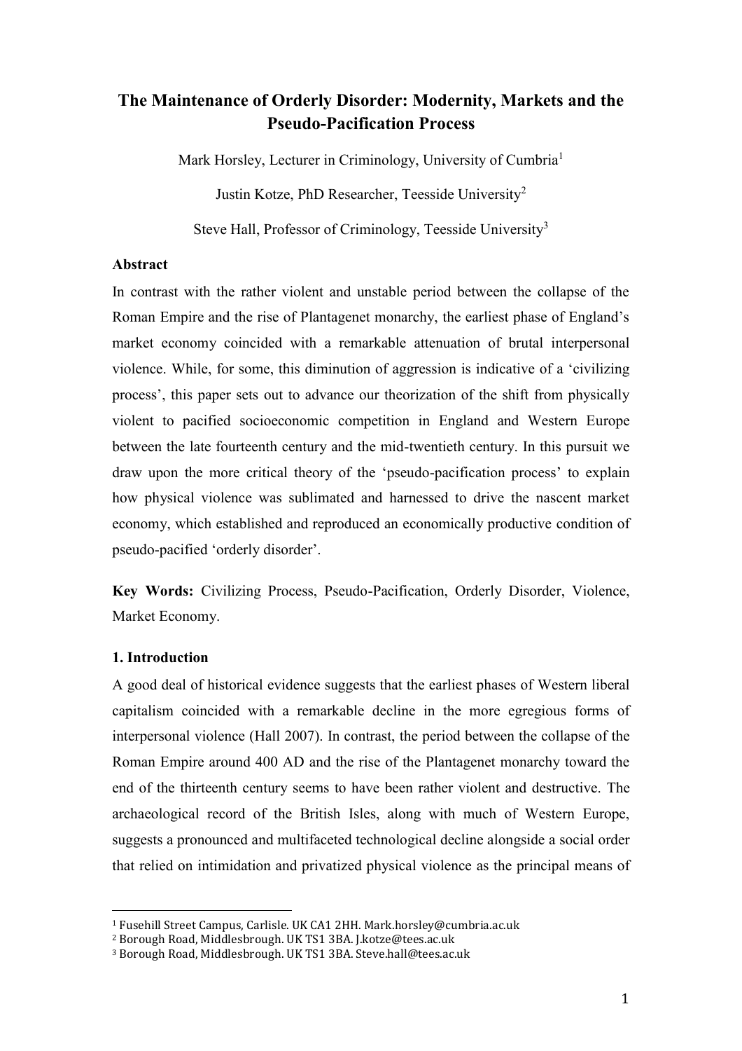# The Maintenance of Orderly Disorder: Modernity, Markets and the Pseudo-Pacification Process

Mark Horsley, Lecturer in Criminology, University of Cumbria[1]

Justin Kotze, PhD Researcher, Teesside University[2]

Steve Hall, Professor of Criminology, Teesside University[3]

### Abstract

In contrast with the rather violent and unstable period between the collapse of the Roman Empire and the rise of Plantagenet monarchy, the earliest phase of England's market economy coincided with a remarkable attenuation of brutal interpersonal violence. While, for some, this diminution of aggression is indicative of a 'civilizing process', this paper sets out to advance our theorization of the shift from physically violent to pacified socioeconomic competition in England and Western Europe between the late fourteenth century and the mid-twentieth century. In this pursuit we draw upon the more critical theory of the 'pseudo-pacification process' to explain how physical violence was sublimated and harnessed to drive the nascent market economy, which established and reproduced an economically productive condition of pseudo-pacified 'orderly disorder'.

**Key Words:** Civilizing Process, Pseudo-Pacification, Orderly Disorder, Violence, Market Economy.

## 1. Introduction

A good deal of historical evidence suggests that the earliest phases of Western liberal capitalism coincided with a remarkable decline in the more egregious forms of interpersonal violence (Hall 2007). In contrast, the period between the collapse of the Roman Empire around 400 AD and the rise of the Plantagenet monarchy toward the end of the thirteenth century seems to have been rather violent and destructive. The archaeological record of the British Isles, along with much of Western Europe, suggests a pronounced and multifaceted technological decline alongside a social order that relied on intimidation and privatized physical violence as the principal means of

---

[1] Fusehill Street Campus, Carlisle. UK CA1 2HH. Mark.horsley@cumbria.ac.uk

[2] Borough Road, Middlesbrough. UK TS1 3BA. J.kotze@tees.ac.uk

[3] Borough Road, Middlesbrough. UK TS1 3BA. Steve.hall@tees.ac.uk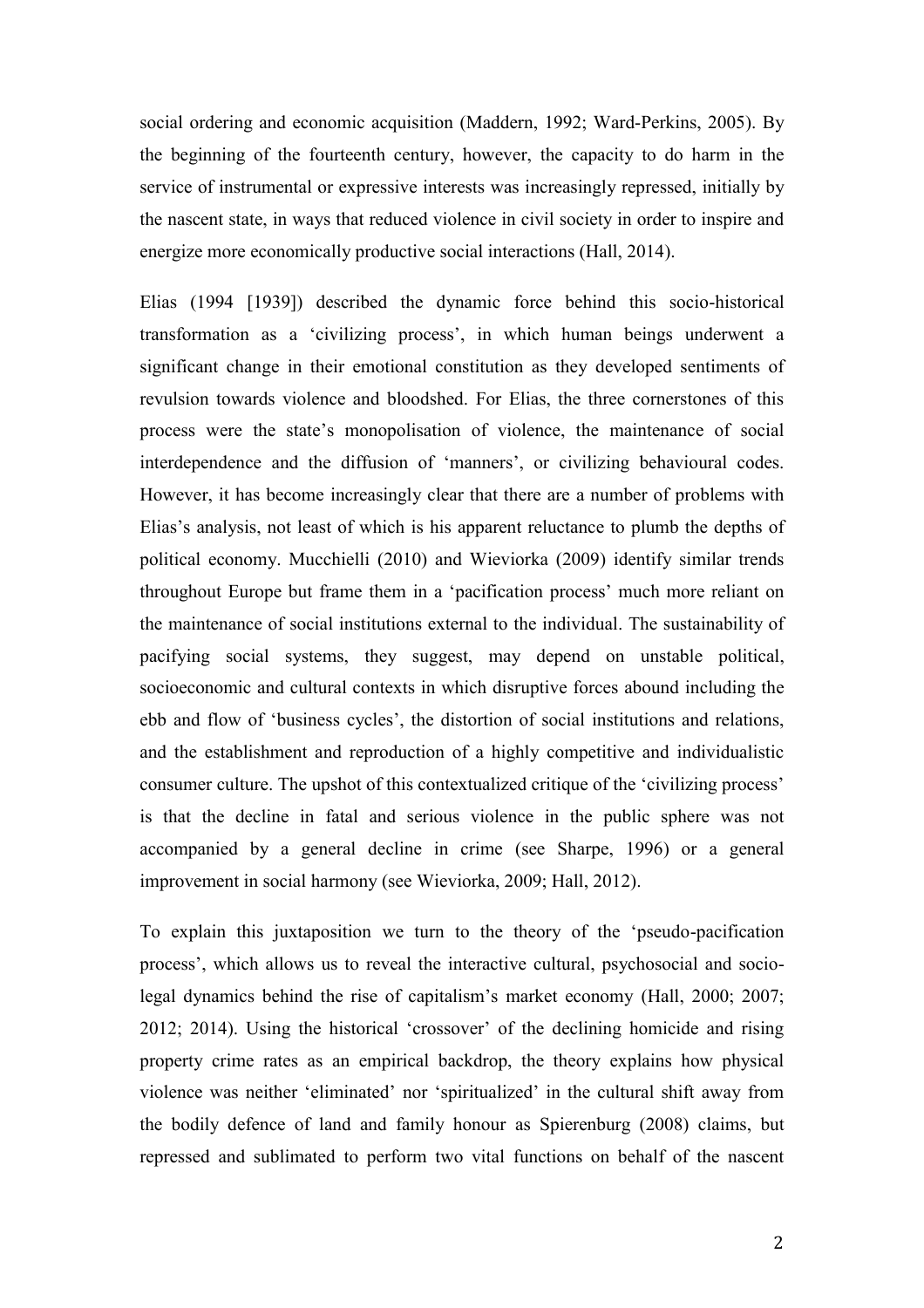social ordering and economic acquisition (Maddern, 1992; Ward-Perkins, 2005). By the beginning of the fourteenth century, however, the capacity to do harm in the service of instrumental or expressive interests was increasingly repressed, initially by the nascent state, in ways that reduced violence in civil society in order to inspire and energize more economically productive social interactions (Hall, 2014).

Elias (1994 [1939]) described the dynamic force behind this socio-historical transformation as a 'civilizing process', in which human beings underwent a significant change in their emotional constitution as they developed sentiments of revulsion towards violence and bloodshed. For Elias, the three cornerstones of this process were the state's monopolisation of violence, the maintenance of social interdependence and the diffusion of 'manners', or civilizing behavioural codes. However, it has become increasingly clear that there are a number of problems with Elias's analysis, not least of which is his apparent reluctance to plumb the depths of political economy. Mucchielli (2010) and Wieviorka (2009) identify similar trends throughout Europe but frame them in a 'pacification process' much more reliant on the maintenance of social institutions external to the individual. The sustainability of pacifying social systems, they suggest, may depend on unstable political, socioeconomic and cultural contexts in which disruptive forces abound including the ebb and flow of 'business cycles', the distortion of social institutions and relations, and the establishment and reproduction of a highly competitive and individualistic consumer culture. The upshot of this contextualized critique of the 'civilizing process' is that the decline in fatal and serious violence in the public sphere was not accompanied by a general decline in crime (see Sharpe, 1996) or a general improvement in social harmony (see Wieviorka, 2009; Hall, 2012).

To explain this juxtaposition we turn to the theory of the 'pseudo-pacification process', which allows us to reveal the interactive cultural, psychosocial and socio-legal dynamics behind the rise of capitalism's market economy (Hall, 2000; 2007; 2012; 2014). Using the historical 'crossover' of the declining homicide and rising property crime rates as an empirical backdrop, the theory explains how physical violence was neither 'eliminated' nor 'spiritualized' in the cultural shift away from the bodily defence of land and family honour as Spierenburg (2008) claims, but repressed and sublimated to perform two vital functions on behalf of the nascent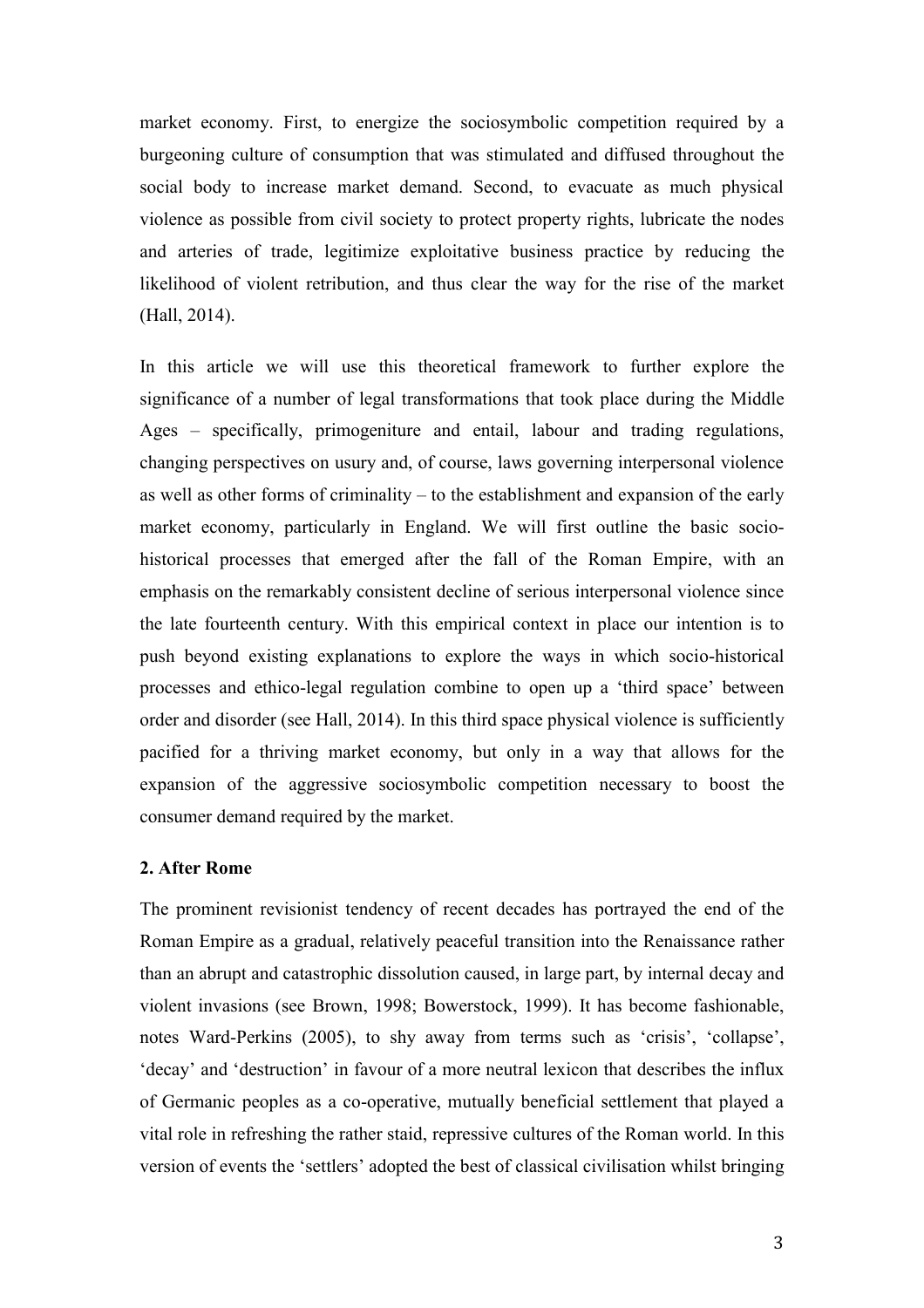market economy. First, to energize the sociosymbolic competition required by a burgeoning culture of consumption that was stimulated and diffused throughout the social body to increase market demand. Second, to evacuate as much physical violence as possible from civil society to protect property rights, lubricate the nodes and arteries of trade, legitimize exploitative business practice by reducing the likelihood of violent retribution, and thus clear the way for the rise of the market (Hall, 2014).

In this article we will use this theoretical framework to further explore the significance of a number of legal transformations that took place during the Middle Ages – specifically, primogeniture and entail, labour and trading regulations, changing perspectives on usury and, of course, laws governing interpersonal violence as well as other forms of criminality – to the establishment and expansion of the early market economy, particularly in England. We will first outline the basic socio-historical processes that emerged after the fall of the Roman Empire, with an emphasis on the remarkably consistent decline of serious interpersonal violence since the late fourteenth century. With this empirical context in place our intention is to push beyond existing explanations to explore the ways in which socio-historical processes and ethico-legal regulation combine to open up a 'third space' between order and disorder (see Hall, 2014). In this third space physical violence is sufficiently pacified for a thriving market economy, but only in a way that allows for the expansion of the aggressive sociosymbolic competition necessary to boost the consumer demand required by the market.

## 2. After Rome

The prominent revisionist tendency of recent decades has portrayed the end of the Roman Empire as a gradual, relatively peaceful transition into the Renaissance rather than an abrupt and catastrophic dissolution caused, in large part, by internal decay and violent invasions (see Brown, 1998; Bowerstock, 1999). It has become fashionable, notes Ward-Perkins (2005), to shy away from terms such as 'crisis', 'collapse', 'decay' and 'destruction' in favour of a more neutral lexicon that describes the influx of Germanic peoples as a co-operative, mutually beneficial settlement that played a vital role in refreshing the rather staid, repressive cultures of the Roman world. In this version of events the 'settlers' adopted the best of classical civilisation whilst bringing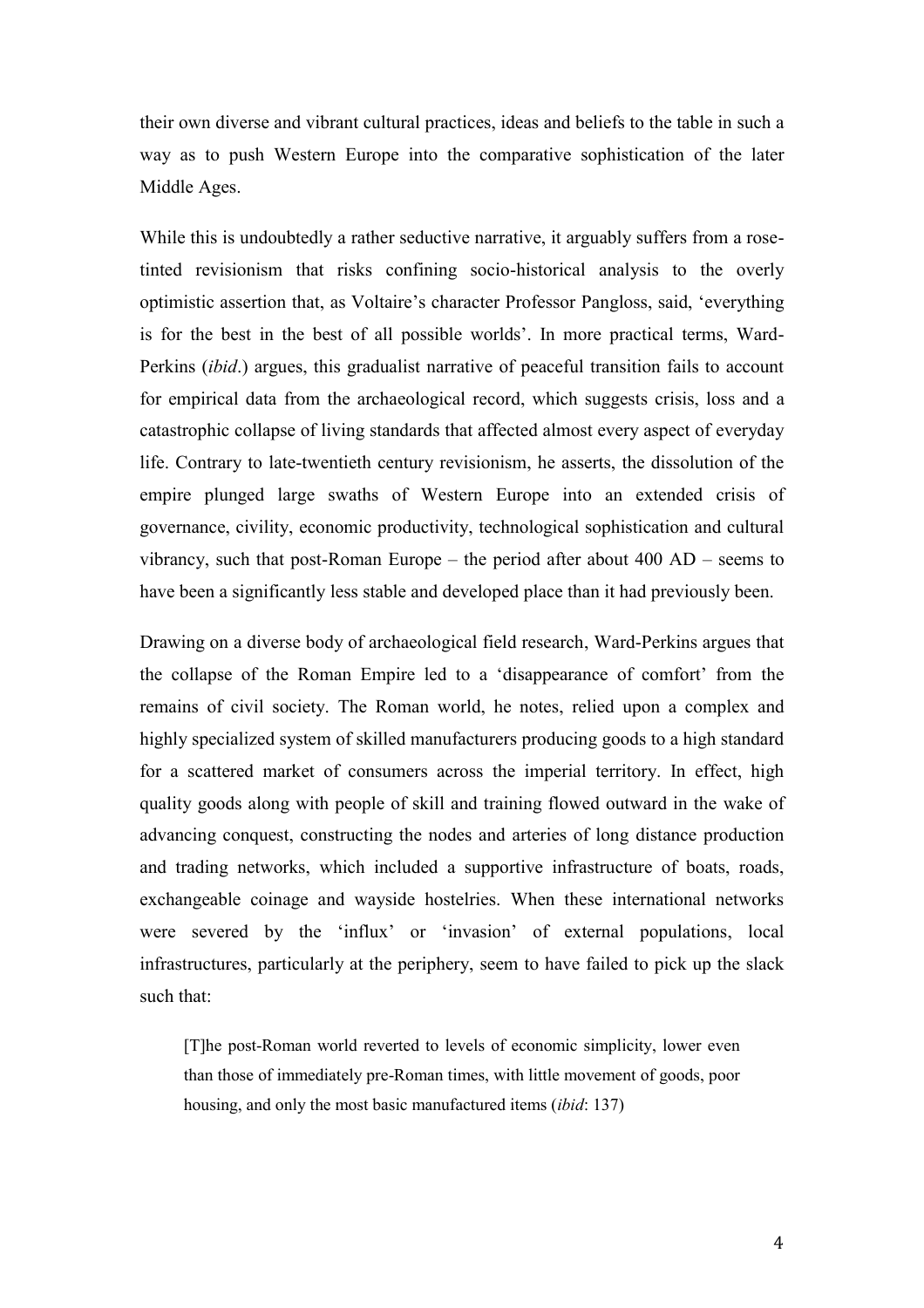their own diverse and vibrant cultural practices, ideas and beliefs to the table in such a way as to push Western Europe into the comparative sophistication of the later Middle Ages.

While this is undoubtedly a rather seductive narrative, it arguably suffers from a rose-tinted revisionism that risks confining socio-historical analysis to the overly optimistic assertion that, as Voltaire's character Professor Pangloss, said, 'everything is for the best in the best of all possible worlds'. In more practical terms, Ward-Perkins (*ibid*.) argues, this gradualist narrative of peaceful transition fails to account for empirical data from the archaeological record, which suggests crisis, loss and a catastrophic collapse of living standards that affected almost every aspect of everyday life. Contrary to late-twentieth century revisionism, he asserts, the dissolution of the empire plunged large swaths of Western Europe into an extended crisis of governance, civility, economic productivity, technological sophistication and cultural vibrancy, such that post-Roman Europe – the period after about 400 AD – seems to have been a significantly less stable and developed place than it had previously been.

Drawing on a diverse body of archaeological field research, Ward-Perkins argues that the collapse of the Roman Empire led to a 'disappearance of comfort' from the remains of civil society. The Roman world, he notes, relied upon a complex and highly specialized system of skilled manufacturers producing goods to a high standard for a scattered market of consumers across the imperial territory. In effect, high quality goods along with people of skill and training flowed outward in the wake of advancing conquest, constructing the nodes and arteries of long distance production and trading networks, which included a supportive infrastructure of boats, roads, exchangeable coinage and wayside hostelries. When these international networks were severed by the 'influx' or 'invasion' of external populations, local infrastructures, particularly at the periphery, seem to have failed to pick up the slack such that:

> [T]he post-Roman world reverted to levels of economic simplicity, lower even than those of immediately pre-Roman times, with little movement of goods, poor housing, and only the most basic manufactured items (*ibid*: 137)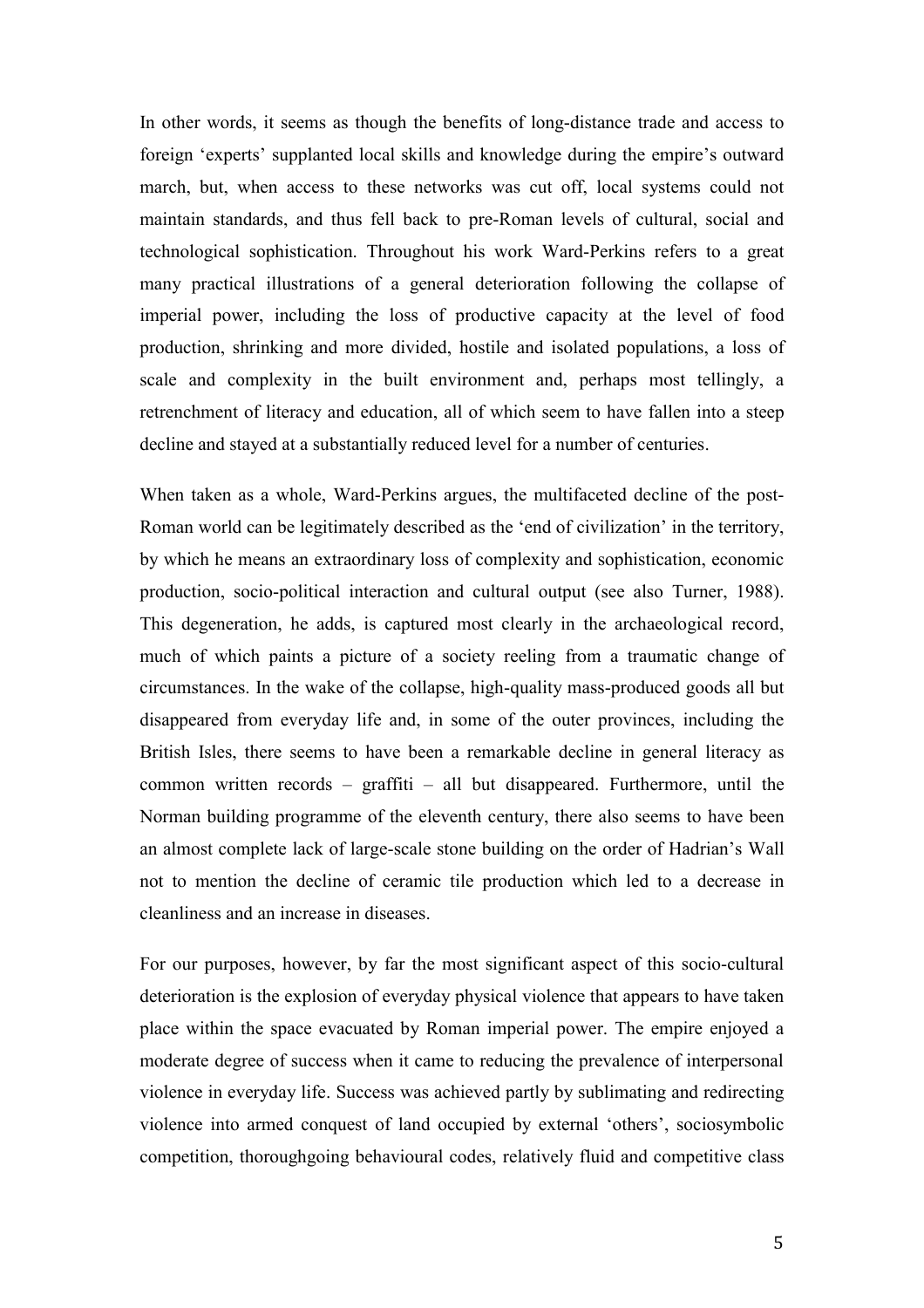In other words, it seems as though the benefits of long-distance trade and access to foreign 'experts' supplanted local skills and knowledge during the empire's outward march, but, when access to these networks was cut off, local systems could not maintain standards, and thus fell back to pre-Roman levels of cultural, social and technological sophistication. Throughout his work Ward-Perkins refers to a great many practical illustrations of a general deterioration following the collapse of imperial power, including the loss of productive capacity at the level of food production, shrinking and more divided, hostile and isolated populations, a loss of scale and complexity in the built environment and, perhaps most tellingly, a retrenchment of literacy and education, all of which seem to have fallen into a steep decline and stayed at a substantially reduced level for a number of centuries.

When taken as a whole, Ward-Perkins argues, the multifaceted decline of the post-Roman world can be legitimately described as the 'end of civilization' in the territory, by which he means an extraordinary loss of complexity and sophistication, economic production, socio-political interaction and cultural output (see also Turner, 1988). This degeneration, he adds, is captured most clearly in the archaeological record, much of which paints a picture of a society reeling from a traumatic change of circumstances. In the wake of the collapse, high-quality mass-produced goods all but disappeared from everyday life and, in some of the outer provinces, including the British Isles, there seems to have been a remarkable decline in general literacy as common written records – graffiti – all but disappeared. Furthermore, until the Norman building programme of the eleventh century, there also seems to have been an almost complete lack of large-scale stone building on the order of Hadrian's Wall not to mention the decline of ceramic tile production which led to a decrease in cleanliness and an increase in diseases.

For our purposes, however, by far the most significant aspect of this socio-cultural deterioration is the explosion of everyday physical violence that appears to have taken place within the space evacuated by Roman imperial power. The empire enjoyed a moderate degree of success when it came to reducing the prevalence of interpersonal violence in everyday life. Success was achieved partly by sublimating and redirecting violence into armed conquest of land occupied by external 'others', sociosymbolic competition, thoroughgoing behavioural codes, relatively fluid and competitive class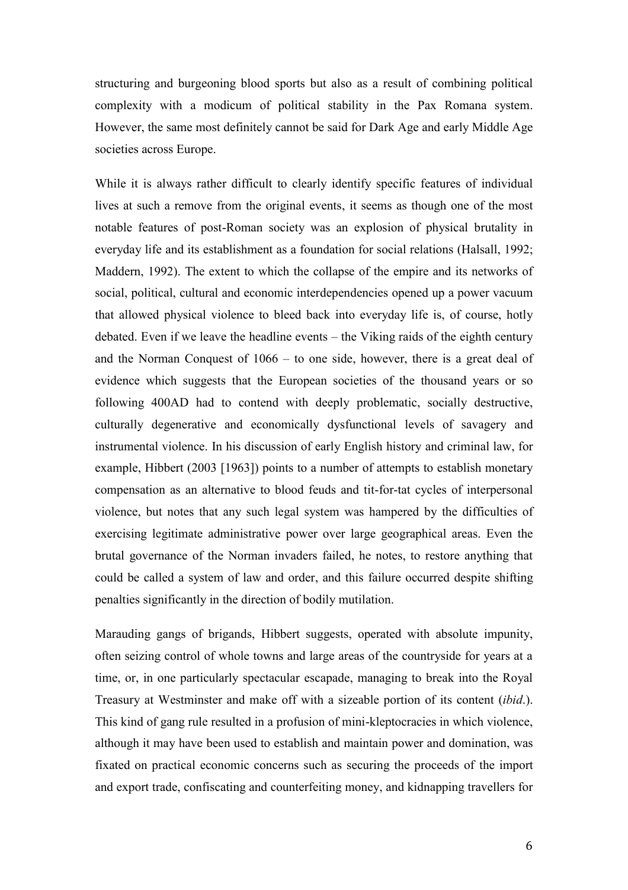structuring and burgeoning blood sports but also as a result of combining political complexity with a modicum of political stability in the Pax Romana system. However, the same most definitely cannot be said for Dark Age and early Middle Age societies across Europe.

While it is always rather difficult to clearly identify specific features of individual lives at such a remove from the original events, it seems as though one of the most notable features of post-Roman society was an explosion of physical brutality in everyday life and its establishment as a foundation for social relations (Halsall, 1992; Maddern, 1992). The extent to which the collapse of the empire and its networks of social, political, cultural and economic interdependencies opened up a power vacuum that allowed physical violence to bleed back into everyday life is, of course, hotly debated. Even if we leave the headline events – the Viking raids of the eighth century and the Norman Conquest of 1066 – to one side, however, there is a great deal of evidence which suggests that the European societies of the thousand years or so following 400AD had to contend with deeply problematic, socially destructive, culturally degenerative and economically dysfunctional levels of savagery and instrumental violence. In his discussion of early English history and criminal law, for example, Hibbert (2003 [1963]) points to a number of attempts to establish monetary compensation as an alternative to blood feuds and tit-for-tat cycles of interpersonal violence, but notes that any such legal system was hampered by the difficulties of exercising legitimate administrative power over large geographical areas. Even the brutal governance of the Norman invaders failed, he notes, to restore anything that could be called a system of law and order, and this failure occurred despite shifting penalties significantly in the direction of bodily mutilation.

Marauding gangs of brigands, Hibbert suggests, operated with absolute impunity, often seizing control of whole towns and large areas of the countryside for years at a time, or, in one particularly spectacular escapade, managing to break into the Royal Treasury at Westminster and make off with a sizeable portion of its content (*ibid*.). This kind of gang rule resulted in a profusion of mini-kleptocracies in which violence, although it may have been used to establish and maintain power and domination, was fixated on practical economic concerns such as securing the proceeds of the import and export trade, confiscating and counterfeiting money, and kidnapping travellers for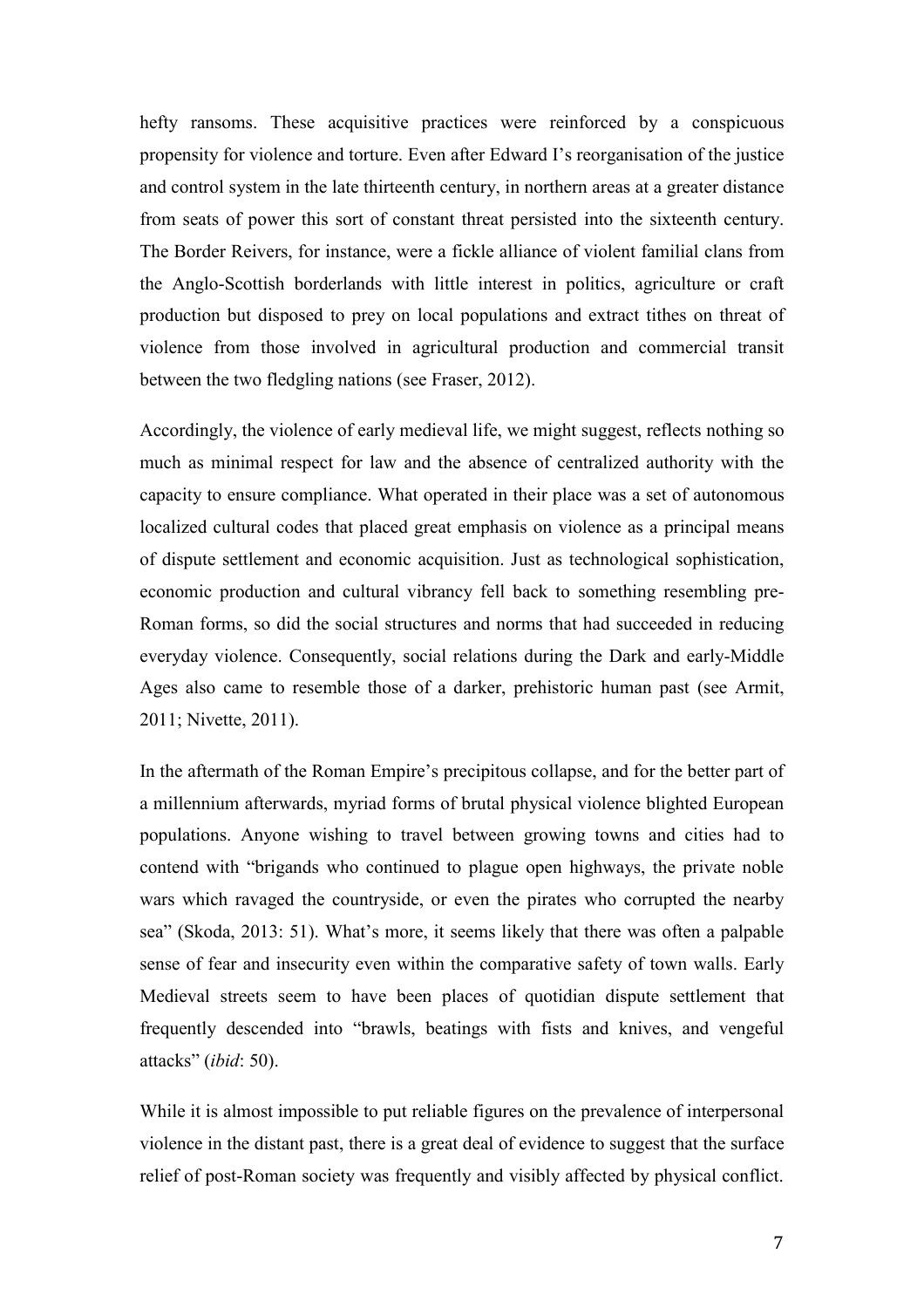hefty ransoms. These acquisitive practices were reinforced by a conspicuous propensity for violence and torture. Even after Edward I's reorganisation of the justice and control system in the late thirteenth century, in northern areas at a greater distance from seats of power this sort of constant threat persisted into the sixteenth century. The Border Reivers, for instance, were a fickle alliance of violent familial clans from the Anglo-Scottish borderlands with little interest in politics, agriculture or craft production but disposed to prey on local populations and extract tithes on threat of violence from those involved in agricultural production and commercial transit between the two fledgling nations (see Fraser, 2012).

Accordingly, the violence of early medieval life, we might suggest, reflects nothing so much as minimal respect for law and the absence of centralized authority with the capacity to ensure compliance. What operated in their place was a set of autonomous localized cultural codes that placed great emphasis on violence as a principal means of dispute settlement and economic acquisition. Just as technological sophistication, economic production and cultural vibrancy fell back to something resembling pre-Roman forms, so did the social structures and norms that had succeeded in reducing everyday violence. Consequently, social relations during the Dark and early-Middle Ages also came to resemble those of a darker, prehistoric human past (see Armit, 2011; Nivette, 2011).

In the aftermath of the Roman Empire's precipitous collapse, and for the better part of a millennium afterwards, myriad forms of brutal physical violence blighted European populations. Anyone wishing to travel between growing towns and cities had to contend with "brigands who continued to plague open highways, the private noble wars which ravaged the countryside, or even the pirates who corrupted the nearby sea" (Skoda, 2013: 51). What's more, it seems likely that there was often a palpable sense of fear and insecurity even within the comparative safety of town walls. Early Medieval streets seem to have been places of quotidian dispute settlement that frequently descended into "brawls, beatings with fists and knives, and vengeful attacks" (*ibid*: 50).

While it is almost impossible to put reliable figures on the prevalence of interpersonal violence in the distant past, there is a great deal of evidence to suggest that the surface relief of post-Roman society was frequently and visibly affected by physical conflict.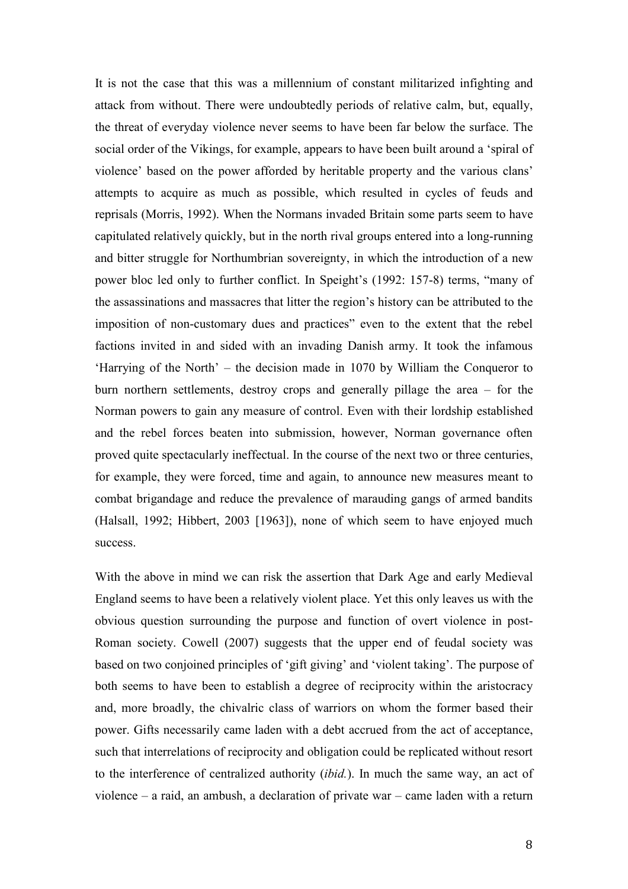It is not the case that this was a millennium of constant militarized infighting and attack from without. There were undoubtedly periods of relative calm, but, equally, the threat of everyday violence never seems to have been far below the surface. The social order of the Vikings, for example, appears to have been built around a 'spiral of violence' based on the power afforded by heritable property and the various clans' attempts to acquire as much as possible, which resulted in cycles of feuds and reprisals (Morris, 1992). When the Normans invaded Britain some parts seem to have capitulated relatively quickly, but in the north rival groups entered into a long-running and bitter struggle for Northumbrian sovereignty, in which the introduction of a new power bloc led only to further conflict. In Speight's (1992: 157-8) terms, "many of the assassinations and massacres that litter the region's history can be attributed to the imposition of non-customary dues and practices" even to the extent that the rebel factions invited in and sided with an invading Danish army. It took the infamous 'Harrying of the North' – the decision made in 1070 by William the Conqueror to burn northern settlements, destroy crops and generally pillage the area – for the Norman powers to gain any measure of control. Even with their lordship established and the rebel forces beaten into submission, however, Norman governance often proved quite spectacularly ineffectual. In the course of the next two or three centuries, for example, they were forced, time and again, to announce new measures meant to combat brigandage and reduce the prevalence of marauding gangs of armed bandits (Halsall, 1992; Hibbert, 2003 [1963]), none of which seem to have enjoyed much success.

With the above in mind we can risk the assertion that Dark Age and early Medieval England seems to have been a relatively violent place. Yet this only leaves us with the obvious question surrounding the purpose and function of overt violence in post-Roman society. Cowell (2007) suggests that the upper end of feudal society was based on two conjoined principles of 'gift giving' and 'violent taking'. The purpose of both seems to have been to establish a degree of reciprocity within the aristocracy and, more broadly, the chivalric class of warriors on whom the former based their power. Gifts necessarily came laden with a debt accrued from the act of acceptance, such that interrelations of reciprocity and obligation could be replicated without resort to the interference of centralized authority (*ibid.*). In much the same way, an act of violence – a raid, an ambush, a declaration of private war – came laden with a return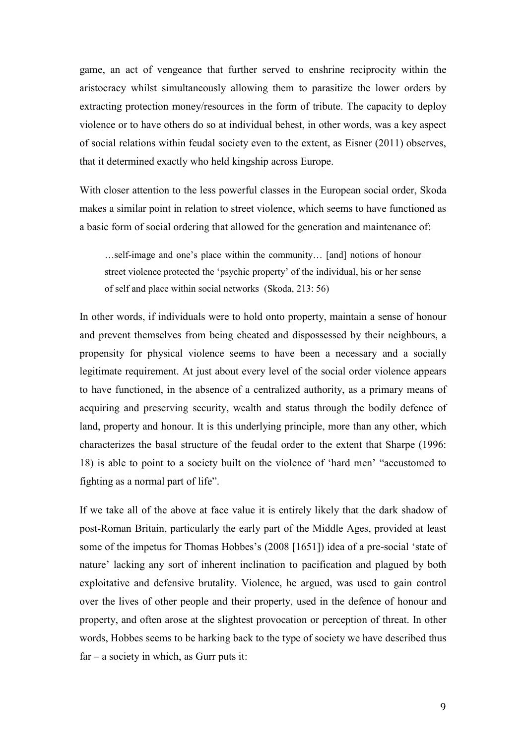game, an act of vengeance that further served to enshrine reciprocity within the aristocracy whilst simultaneously allowing them to parasitize the lower orders by extracting protection money/resources in the form of tribute. The capacity to deploy violence or to have others do so at individual behest, in other words, was a key aspect of social relations within feudal society even to the extent, as Eisner (2011) observes, that it determined exactly who held kingship across Europe.

With closer attention to the less powerful classes in the European social order, Skoda makes a similar point in relation to street violence, which seems to have functioned as a basic form of social ordering that allowed for the generation and maintenance of:

> …self-image and one's place within the community… [and] notions of honour street violence protected the 'psychic property' of the individual, his or her sense of self and place within social networks (Skoda, 213: 56)

In other words, if individuals were to hold onto property, maintain a sense of honour and prevent themselves from being cheated and dispossessed by their neighbours, a propensity for physical violence seems to have been a necessary and a socially legitimate requirement. At just about every level of the social order violence appears to have functioned, in the absence of a centralized authority, as a primary means of acquiring and preserving security, wealth and status through the bodily defence of land, property and honour. It is this underlying principle, more than any other, which characterizes the basal structure of the feudal order to the extent that Sharpe (1996: 18) is able to point to a society built on the violence of 'hard men' "accustomed to fighting as a normal part of life".

If we take all of the above at face value it is entirely likely that the dark shadow of post-Roman Britain, particularly the early part of the Middle Ages, provided at least some of the impetus for Thomas Hobbes's (2008 [1651]) idea of a pre-social 'state of nature' lacking any sort of inherent inclination to pacification and plagued by both exploitative and defensive brutality. Violence, he argued, was used to gain control over the lives of other people and their property, used in the defence of honour and property, and often arose at the slightest provocation or perception of threat. In other words, Hobbes seems to be harking back to the type of society we have described thus far – a society in which, as Gurr puts it: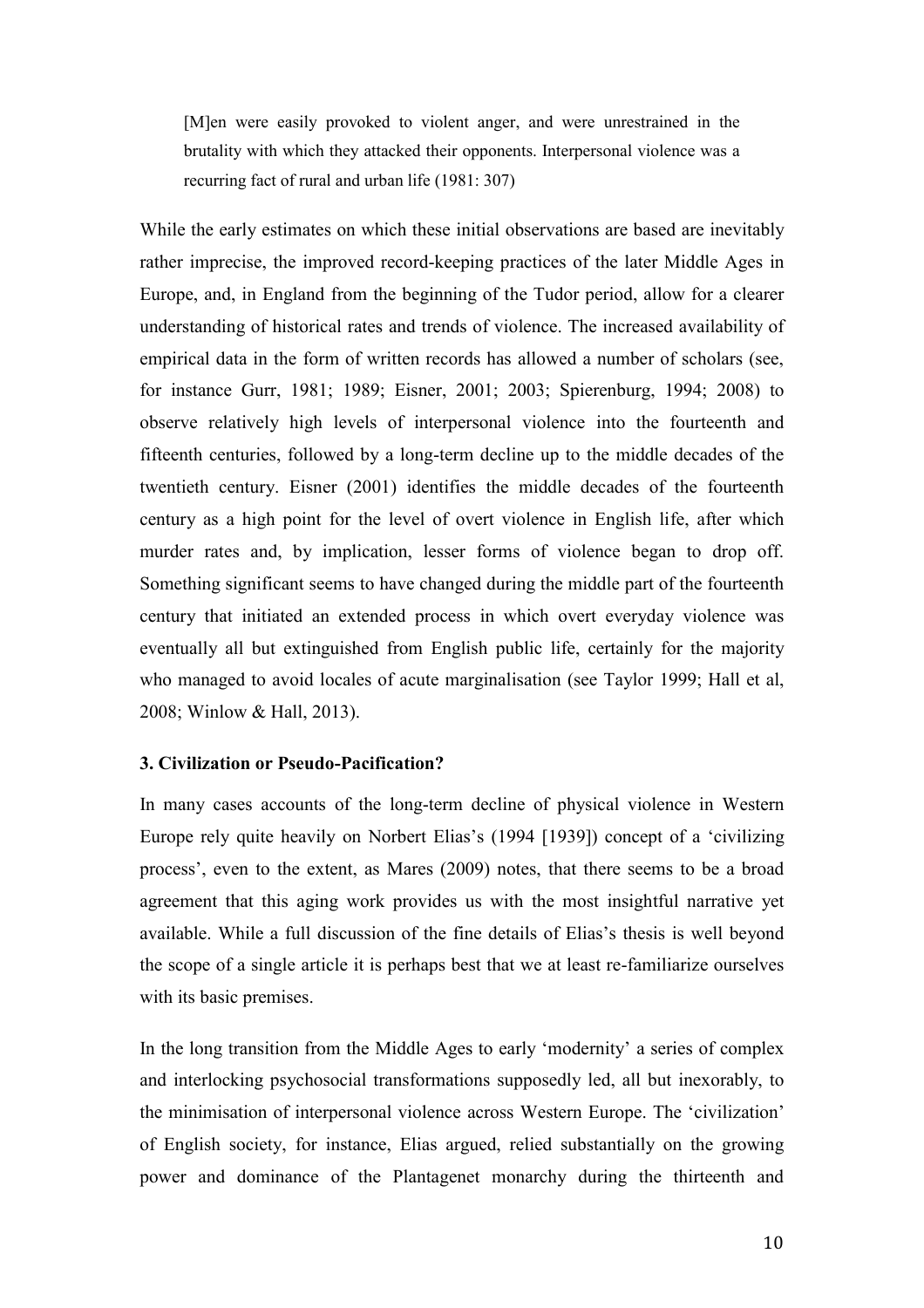> [M]en were easily provoked to violent anger, and were unrestrained in the brutality with which they attacked their opponents. Interpersonal violence was a recurring fact of rural and urban life (1981: 307)

While the early estimates on which these initial observations are based are inevitably rather imprecise, the improved record-keeping practices of the later Middle Ages in Europe, and, in England from the beginning of the Tudor period, allow for a clearer understanding of historical rates and trends of violence. The increased availability of empirical data in the form of written records has allowed a number of scholars (see, for instance Gurr, 1981; 1989; Eisner, 2001; 2003; Spierenburg, 1994; 2008) to observe relatively high levels of interpersonal violence into the fourteenth and fifteenth centuries, followed by a long-term decline up to the middle decades of the twentieth century. Eisner (2001) identifies the middle decades of the fourteenth century as a high point for the level of overt violence in English life, after which murder rates and, by implication, lesser forms of violence began to drop off. Something significant seems to have changed during the middle part of the fourteenth century that initiated an extended process in which overt everyday violence was eventually all but extinguished from English public life, certainly for the majority who managed to avoid locales of acute marginalisation (see Taylor 1999; Hall et al, 2008; Winlow & Hall, 2013).

### 3. Civilization or Pseudo-Pacification?

In many cases accounts of the long-term decline of physical violence in Western Europe rely quite heavily on Norbert Elias's (1994 [1939]) concept of a 'civilizing process', even to the extent, as Mares (2009) notes, that there seems to be a broad agreement that this aging work provides us with the most insightful narrative yet available. While a full discussion of the fine details of Elias's thesis is well beyond the scope of a single article it is perhaps best that we at least re-familiarize ourselves with its basic premises.

In the long transition from the Middle Ages to early 'modernity' a series of complex and interlocking psychosocial transformations supposedly led, all but inexorably, to the minimisation of interpersonal violence across Western Europe. The 'civilization' of English society, for instance, Elias argued, relied substantially on the growing power and dominance of the Plantagenet monarchy during the thirteenth and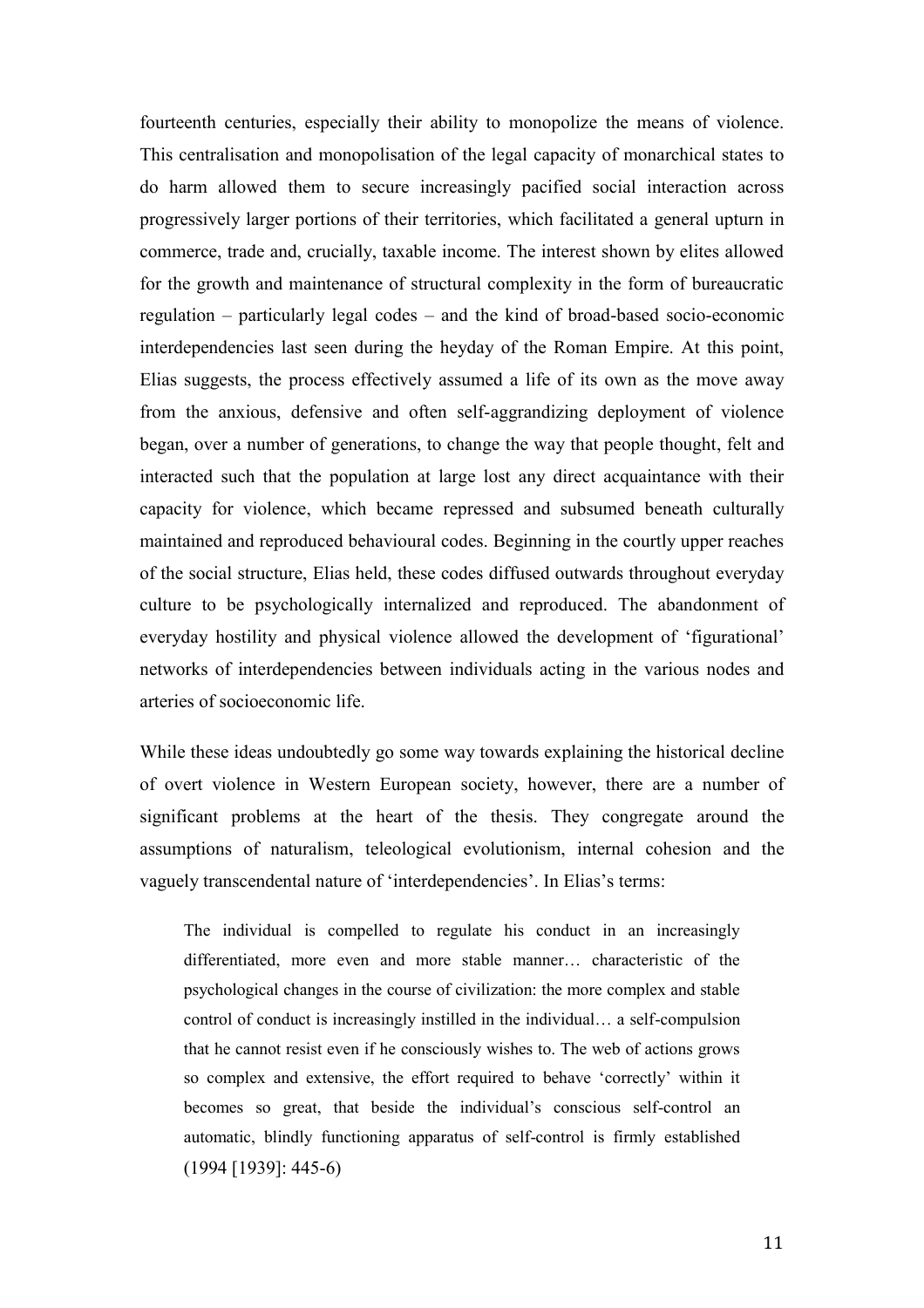fourteenth centuries, especially their ability to monopolize the means of violence. This centralisation and monopolisation of the legal capacity of monarchical states to do harm allowed them to secure increasingly pacified social interaction across progressively larger portions of their territories, which facilitated a general upturn in commerce, trade and, crucially, taxable income. The interest shown by elites allowed for the growth and maintenance of structural complexity in the form of bureaucratic regulation – particularly legal codes – and the kind of broad-based socio-economic interdependencies last seen during the heyday of the Roman Empire. At this point, Elias suggests, the process effectively assumed a life of its own as the move away from the anxious, defensive and often self-aggrandizing deployment of violence began, over a number of generations, to change the way that people thought, felt and interacted such that the population at large lost any direct acquaintance with their capacity for violence, which became repressed and subsumed beneath culturally maintained and reproduced behavioural codes. Beginning in the courtly upper reaches of the social structure, Elias held, these codes diffused outwards throughout everyday culture to be psychologically internalized and reproduced. The abandonment of everyday hostility and physical violence allowed the development of 'figurational' networks of interdependencies between individuals acting in the various nodes and arteries of socioeconomic life.

While these ideas undoubtedly go some way towards explaining the historical decline of overt violence in Western European society, however, there are a number of significant problems at the heart of the thesis. They congregate around the assumptions of naturalism, teleological evolutionism, internal cohesion and the vaguely transcendental nature of 'interdependencies'. In Elias's terms:

> The individual is compelled to regulate his conduct in an increasingly differentiated, more even and more stable manner… characteristic of the psychological changes in the course of civilization: the more complex and stable control of conduct is increasingly instilled in the individual… a self-compulsion that he cannot resist even if he consciously wishes to. The web of actions grows so complex and extensive, the effort required to behave 'correctly' within it becomes so great, that beside the individual's conscious self-control an automatic, blindly functioning apparatus of self-control is firmly established (1994 [1939]: 445-6)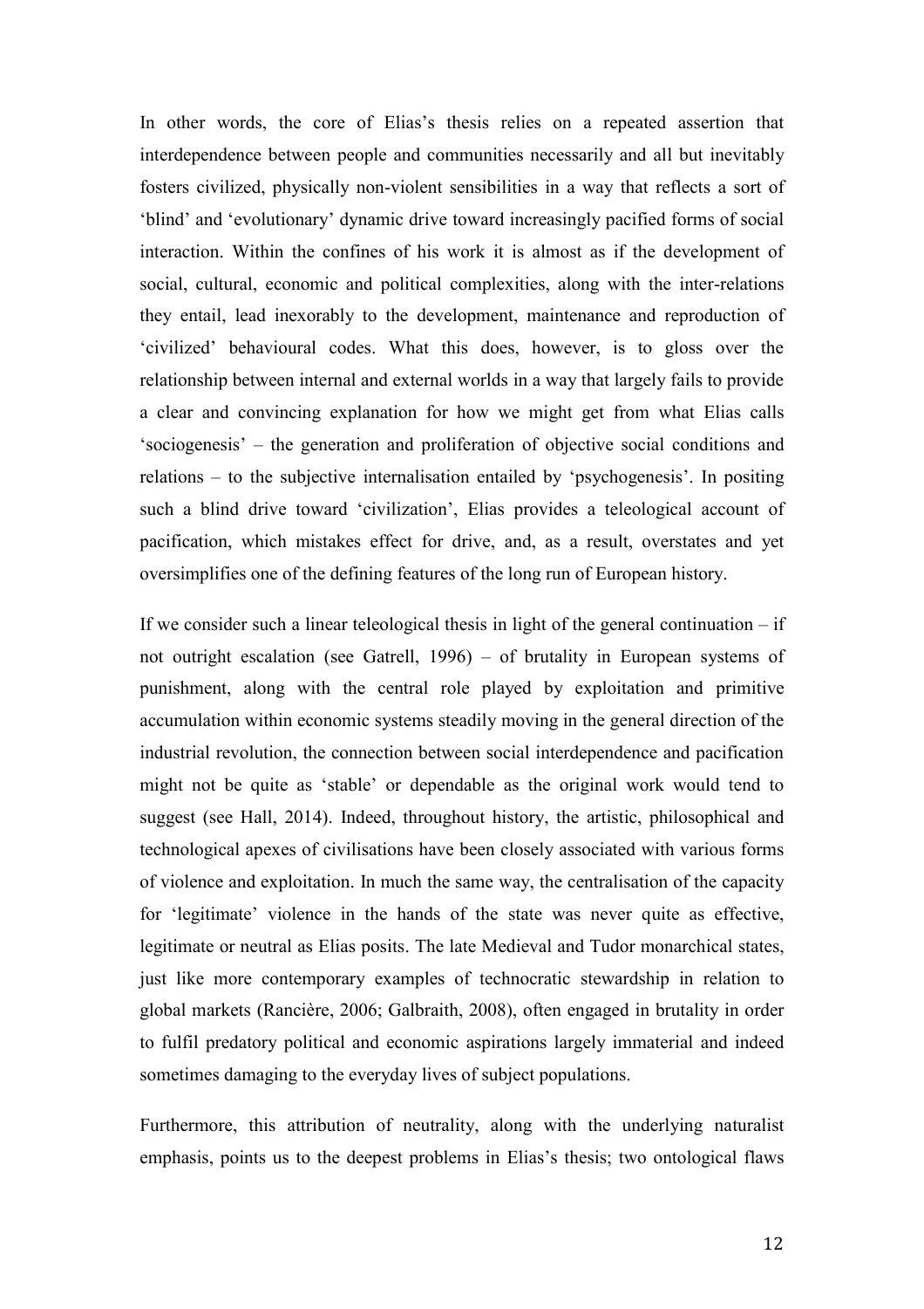In other words, the core of Elias's thesis relies on a repeated assertion that interdependence between people and communities necessarily and all but inevitably fosters civilized, physically non-violent sensibilities in a way that reflects a sort of 'blind' and 'evolutionary' dynamic drive toward increasingly pacified forms of social interaction. Within the confines of his work it is almost as if the development of social, cultural, economic and political complexities, along with the inter-relations they entail, lead inexorably to the development, maintenance and reproduction of 'civilized' behavioural codes. What this does, however, is to gloss over the relationship between internal and external worlds in a way that largely fails to provide a clear and convincing explanation for how we might get from what Elias calls 'sociogenesis' – the generation and proliferation of objective social conditions and relations – to the subjective internalisation entailed by 'psychogenesis'. In positing such a blind drive toward 'civilization', Elias provides a teleological account of pacification, which mistakes effect for drive, and, as a result, overstates and yet oversimplifies one of the defining features of the long run of European history.

If we consider such a linear teleological thesis in light of the general continuation – if not outright escalation (see Gatrell, 1996) – of brutality in European systems of punishment, along with the central role played by exploitation and primitive accumulation within economic systems steadily moving in the general direction of the industrial revolution, the connection between social interdependence and pacification might not be quite as 'stable' or dependable as the original work would tend to suggest (see Hall, 2014). Indeed, throughout history, the artistic, philosophical and technological apexes of civilisations have been closely associated with various forms of violence and exploitation. In much the same way, the centralisation of the capacity for 'legitimate' violence in the hands of the state was never quite as effective, legitimate or neutral as Elias posits. The late Medieval and Tudor monarchical states, just like more contemporary examples of technocratic stewardship in relation to global markets (Rancière, 2006; Galbraith, 2008), often engaged in brutality in order to fulfil predatory political and economic aspirations largely immaterial and indeed sometimes damaging to the everyday lives of subject populations.

Furthermore, this attribution of neutrality, along with the underlying naturalist emphasis, points us to the deepest problems in Elias's thesis; two ontological flaws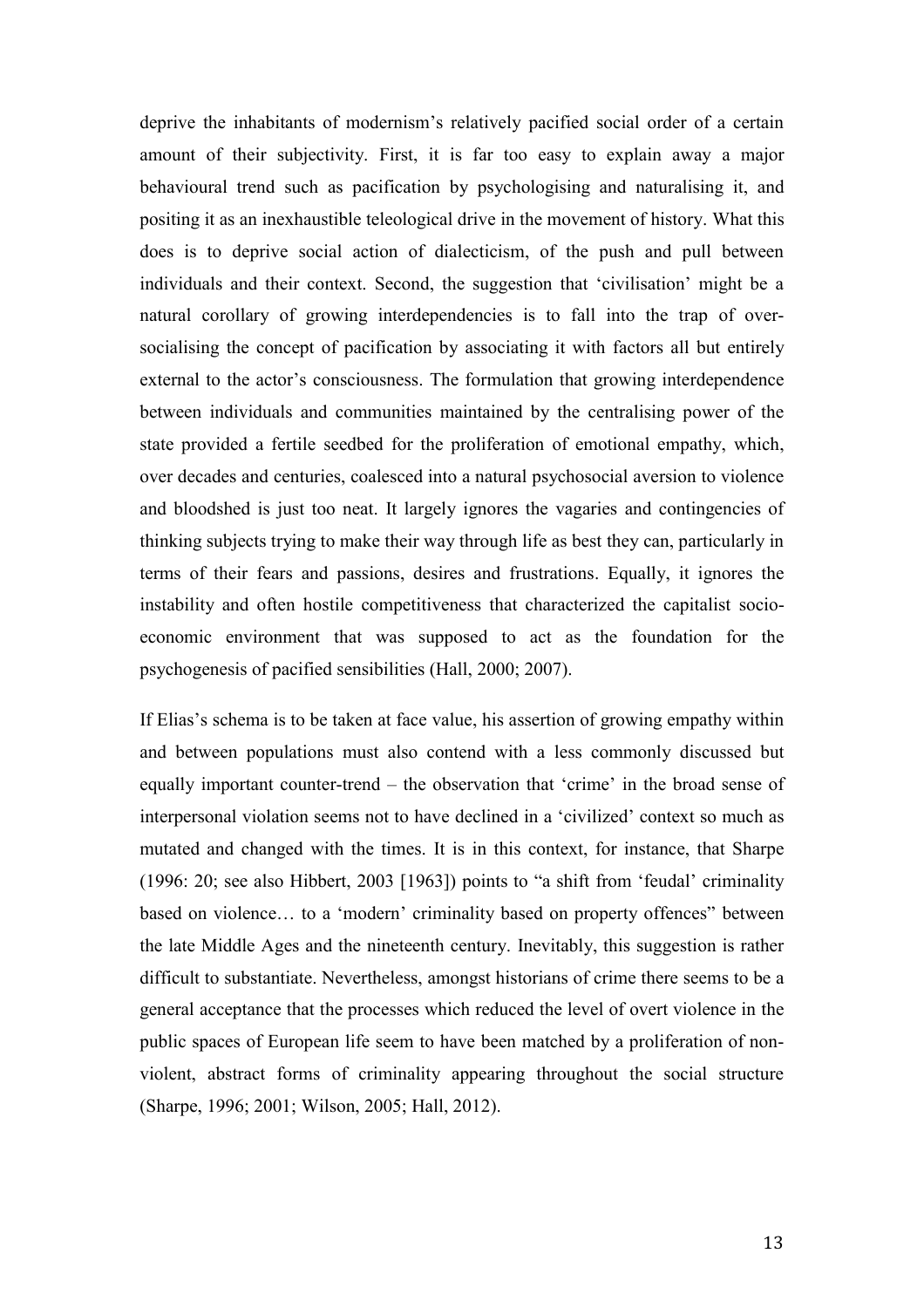deprive the inhabitants of modernism's relatively pacified social order of a certain amount of their subjectivity. First, it is far too easy to explain away a major behavioural trend such as pacification by psychologising and naturalising it, and positing it as an inexhaustible teleological drive in the movement of history. What this does is to deprive social action of dialecticism, of the push and pull between individuals and their context. Second, the suggestion that 'civilisation' might be a natural corollary of growing interdependencies is to fall into the trap of over-socialising the concept of pacification by associating it with factors all but entirely external to the actor's consciousness. The formulation that growing interdependence between individuals and communities maintained by the centralising power of the state provided a fertile seedbed for the proliferation of emotional empathy, which, over decades and centuries, coalesced into a natural psychosocial aversion to violence and bloodshed is just too neat. It largely ignores the vagaries and contingencies of thinking subjects trying to make their way through life as best they can, particularly in terms of their fears and passions, desires and frustrations. Equally, it ignores the instability and often hostile competitiveness that characterized the capitalist socio-economic environment that was supposed to act as the foundation for the psychogenesis of pacified sensibilities (Hall, 2000; 2007).

If Elias's schema is to be taken at face value, his assertion of growing empathy within and between populations must also contend with a less commonly discussed but equally important counter-trend – the observation that 'crime' in the broad sense of interpersonal violation seems not to have declined in a 'civilized' context so much as mutated and changed with the times. It is in this context, for instance, that Sharpe (1996: 20; see also Hibbert, 2003 [1963]) points to "a shift from 'feudal' criminality based on violence… to a 'modern' criminality based on property offences" between the late Middle Ages and the nineteenth century. Inevitably, this suggestion is rather difficult to substantiate. Nevertheless, amongst historians of crime there seems to be a general acceptance that the processes which reduced the level of overt violence in the public spaces of European life seem to have been matched by a proliferation of non-violent, abstract forms of criminality appearing throughout the social structure (Sharpe, 1996; 2001; Wilson, 2005; Hall, 2012).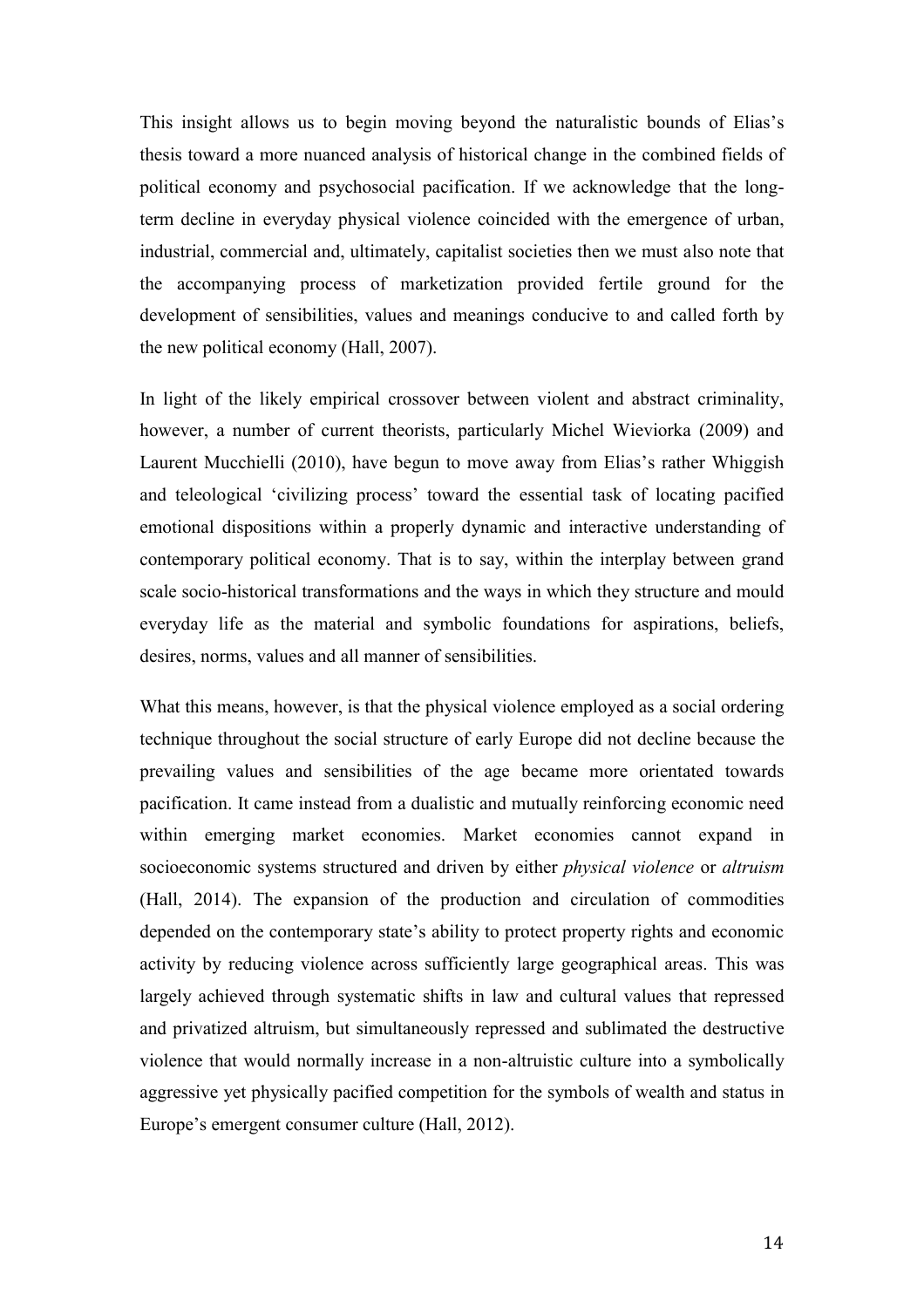This insight allows us to begin moving beyond the naturalistic bounds of Elias's thesis toward a more nuanced analysis of historical change in the combined fields of political economy and psychosocial pacification. If we acknowledge that the long-term decline in everyday physical violence coincided with the emergence of urban, industrial, commercial and, ultimately, capitalist societies then we must also note that the accompanying process of marketization provided fertile ground for the development of sensibilities, values and meanings conducive to and called forth by the new political economy (Hall, 2007).

In light of the likely empirical crossover between violent and abstract criminality, however, a number of current theorists, particularly Michel Wieviorka (2009) and Laurent Mucchielli (2010), have begun to move away from Elias's rather Whiggish and teleological 'civilizing process' toward the essential task of locating pacified emotional dispositions within a properly dynamic and interactive understanding of contemporary political economy. That is to say, within the interplay between grand scale socio-historical transformations and the ways in which they structure and mould everyday life as the material and symbolic foundations for aspirations, beliefs, desires, norms, values and all manner of sensibilities.

What this means, however, is that the physical violence employed as a social ordering technique throughout the social structure of early Europe did not decline because the prevailing values and sensibilities of the age became more orientated towards pacification. It came instead from a dualistic and mutually reinforcing economic need within emerging market economies. Market economies cannot expand in socioeconomic systems structured and driven by either *physical violence* or *altruism* (Hall, 2014). The expansion of the production and circulation of commodities depended on the contemporary state's ability to protect property rights and economic activity by reducing violence across sufficiently large geographical areas. This was largely achieved through systematic shifts in law and cultural values that repressed and privatized altruism, but simultaneously repressed and sublimated the destructive violence that would normally increase in a non-altruistic culture into a symbolically aggressive yet physically pacified competition for the symbols of wealth and status in Europe's emergent consumer culture (Hall, 2012).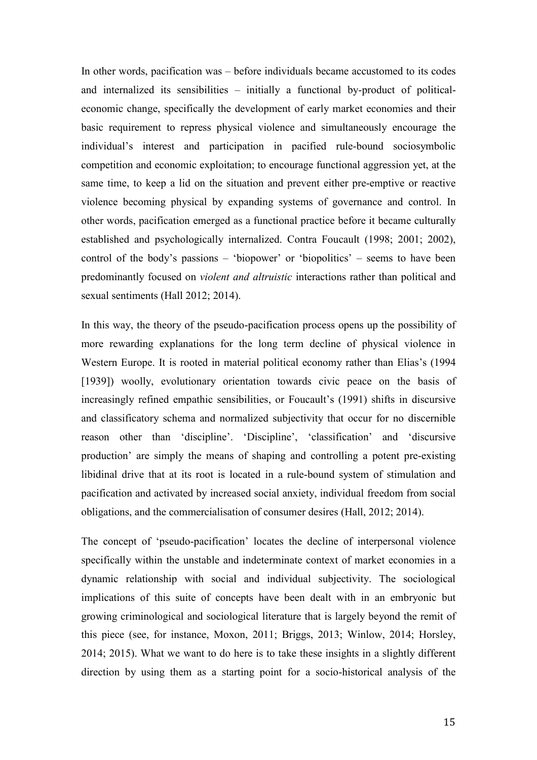In other words, pacification was – before individuals became accustomed to its codes and internalized its sensibilities – initially a functional by-product of political-economic change, specifically the development of early market economies and their basic requirement to repress physical violence and simultaneously encourage the individual's interest and participation in pacified rule-bound sociosymbolic competition and economic exploitation; to encourage functional aggression yet, at the same time, to keep a lid on the situation and prevent either pre-emptive or reactive violence becoming physical by expanding systems of governance and control. In other words, pacification emerged as a functional practice before it became culturally established and psychologically internalized. Contra Foucault (1998; 2001; 2002), control of the body's passions – 'biopower' or 'biopolitics' – seems to have been predominantly focused on *violent and altruistic* interactions rather than political and sexual sentiments (Hall 2012; 2014).

In this way, the theory of the pseudo-pacification process opens up the possibility of more rewarding explanations for the long term decline of physical violence in Western Europe. It is rooted in material political economy rather than Elias's (1994 [1939]) woolly, evolutionary orientation towards civic peace on the basis of increasingly refined empathic sensibilities, or Foucault's (1991) shifts in discursive and classificatory schema and normalized subjectivity that occur for no discernible reason other than 'discipline'. 'Discipline', 'classification' and 'discursive production' are simply the means of shaping and controlling a potent pre-existing libidinal drive that at its root is located in a rule-bound system of stimulation and pacification and activated by increased social anxiety, individual freedom from social obligations, and the commercialisation of consumer desires (Hall, 2012; 2014).

The concept of 'pseudo-pacification' locates the decline of interpersonal violence specifically within the unstable and indeterminate context of market economies in a dynamic relationship with social and individual subjectivity. The sociological implications of this suite of concepts have been dealt with in an embryonic but growing criminological and sociological literature that is largely beyond the remit of this piece (see, for instance, Moxon, 2011; Briggs, 2013; Winlow, 2014; Horsley, 2014; 2015). What we want to do here is to take these insights in a slightly different direction by using them as a starting point for a socio-historical analysis of the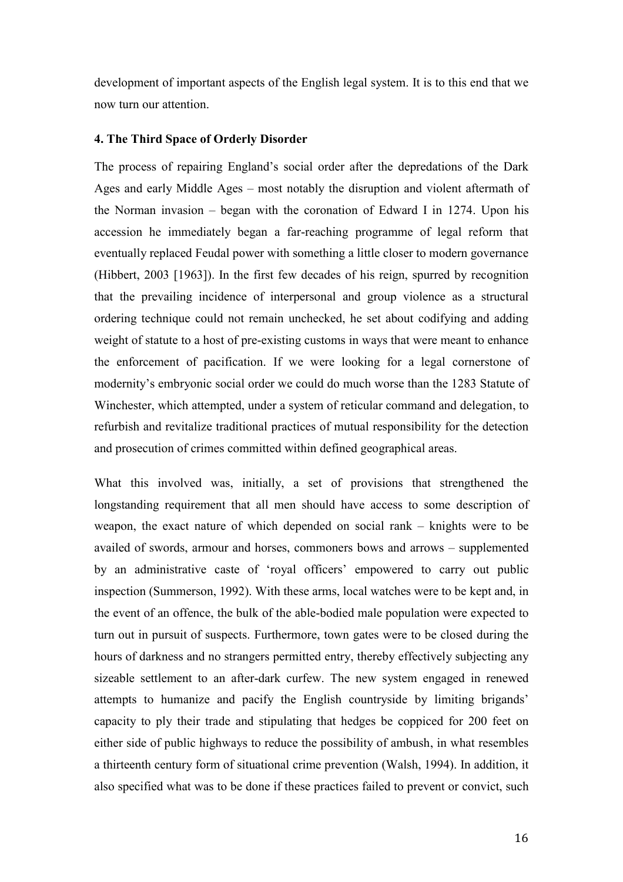development of important aspects of the English legal system. It is to this end that we now turn our attention.

### 4. The Third Space of Orderly Disorder

The process of repairing England's social order after the depredations of the Dark Ages and early Middle Ages – most notably the disruption and violent aftermath of the Norman invasion – began with the coronation of Edward I in 1274. Upon his accession he immediately began a far-reaching programme of legal reform that eventually replaced Feudal power with something a little closer to modern governance (Hibbert, 2003 [1963]). In the first few decades of his reign, spurred by recognition that the prevailing incidence of interpersonal and group violence as a structural ordering technique could not remain unchecked, he set about codifying and adding weight of statute to a host of pre-existing customs in ways that were meant to enhance the enforcement of pacification. If we were looking for a legal cornerstone of modernity's embryonic social order we could do much worse than the 1283 Statute of Winchester, which attempted, under a system of reticular command and delegation, to refurbish and revitalize traditional practices of mutual responsibility for the detection and prosecution of crimes committed within defined geographical areas.

What this involved was, initially, a set of provisions that strengthened the longstanding requirement that all men should have access to some description of weapon, the exact nature of which depended on social rank – knights were to be availed of swords, armour and horses, commoners bows and arrows – supplemented by an administrative caste of 'royal officers' empowered to carry out public inspection (Summerson, 1992). With these arms, local watches were to be kept and, in the event of an offence, the bulk of the able-bodied male population were expected to turn out in pursuit of suspects. Furthermore, town gates were to be closed during the hours of darkness and no strangers permitted entry, thereby effectively subjecting any sizeable settlement to an after-dark curfew. The new system engaged in renewed attempts to humanize and pacify the English countryside by limiting brigands' capacity to ply their trade and stipulating that hedges be coppiced for 200 feet on either side of public highways to reduce the possibility of ambush, in what resembles a thirteenth century form of situational crime prevention (Walsh, 1994). In addition, it also specified what was to be done if these practices failed to prevent or convict, such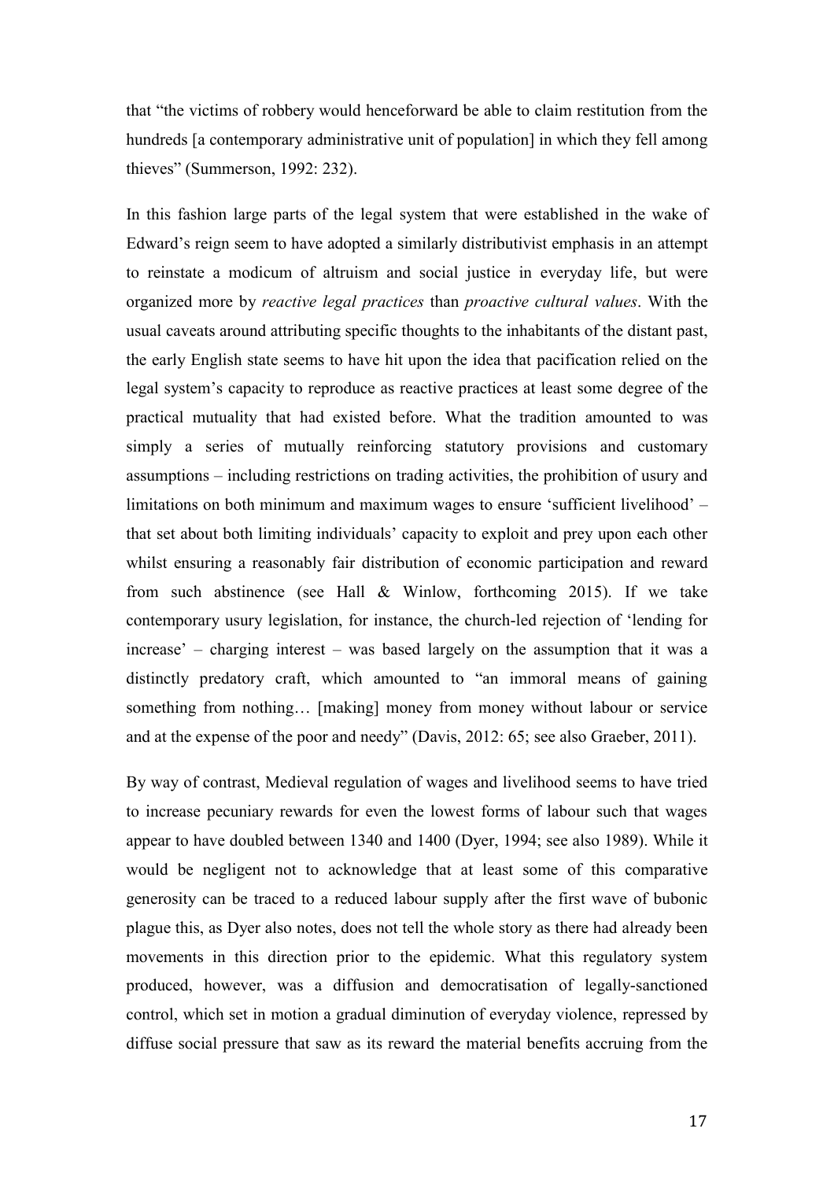that "the victims of robbery would henceforward be able to claim restitution from the hundreds [a contemporary administrative unit of population] in which they fell among thieves" (Summerson, 1992: 232).

In this fashion large parts of the legal system that were established in the wake of Edward's reign seem to have adopted a similarly distributivist emphasis in an attempt to reinstate a modicum of altruism and social justice in everyday life, but were organized more by *reactive legal practices* than *proactive cultural values*. With the usual caveats around attributing specific thoughts to the inhabitants of the distant past, the early English state seems to have hit upon the idea that pacification relied on the legal system's capacity to reproduce as reactive practices at least some degree of the practical mutuality that had existed before. What the tradition amounted to was simply a series of mutually reinforcing statutory provisions and customary assumptions – including restrictions on trading activities, the prohibition of usury and limitations on both minimum and maximum wages to ensure 'sufficient livelihood' – that set about both limiting individuals' capacity to exploit and prey upon each other whilst ensuring a reasonably fair distribution of economic participation and reward from such abstinence (see Hall & Winlow, forthcoming 2015). If we take contemporary usury legislation, for instance, the church-led rejection of 'lending for increase' – charging interest – was based largely on the assumption that it was a distinctly predatory craft, which amounted to "an immoral means of gaining something from nothing… [making] money from money without labour or service and at the expense of the poor and needy" (Davis, 2012: 65; see also Graeber, 2011).

By way of contrast, Medieval regulation of wages and livelihood seems to have tried to increase pecuniary rewards for even the lowest forms of labour such that wages appear to have doubled between 1340 and 1400 (Dyer, 1994; see also 1989). While it would be negligent not to acknowledge that at least some of this comparative generosity can be traced to a reduced labour supply after the first wave of bubonic plague this, as Dyer also notes, does not tell the whole story as there had already been movements in this direction prior to the epidemic. What this regulatory system produced, however, was a diffusion and democratisation of legally-sanctioned control, which set in motion a gradual diminution of everyday violence, repressed by diffuse social pressure that saw as its reward the material benefits accruing from the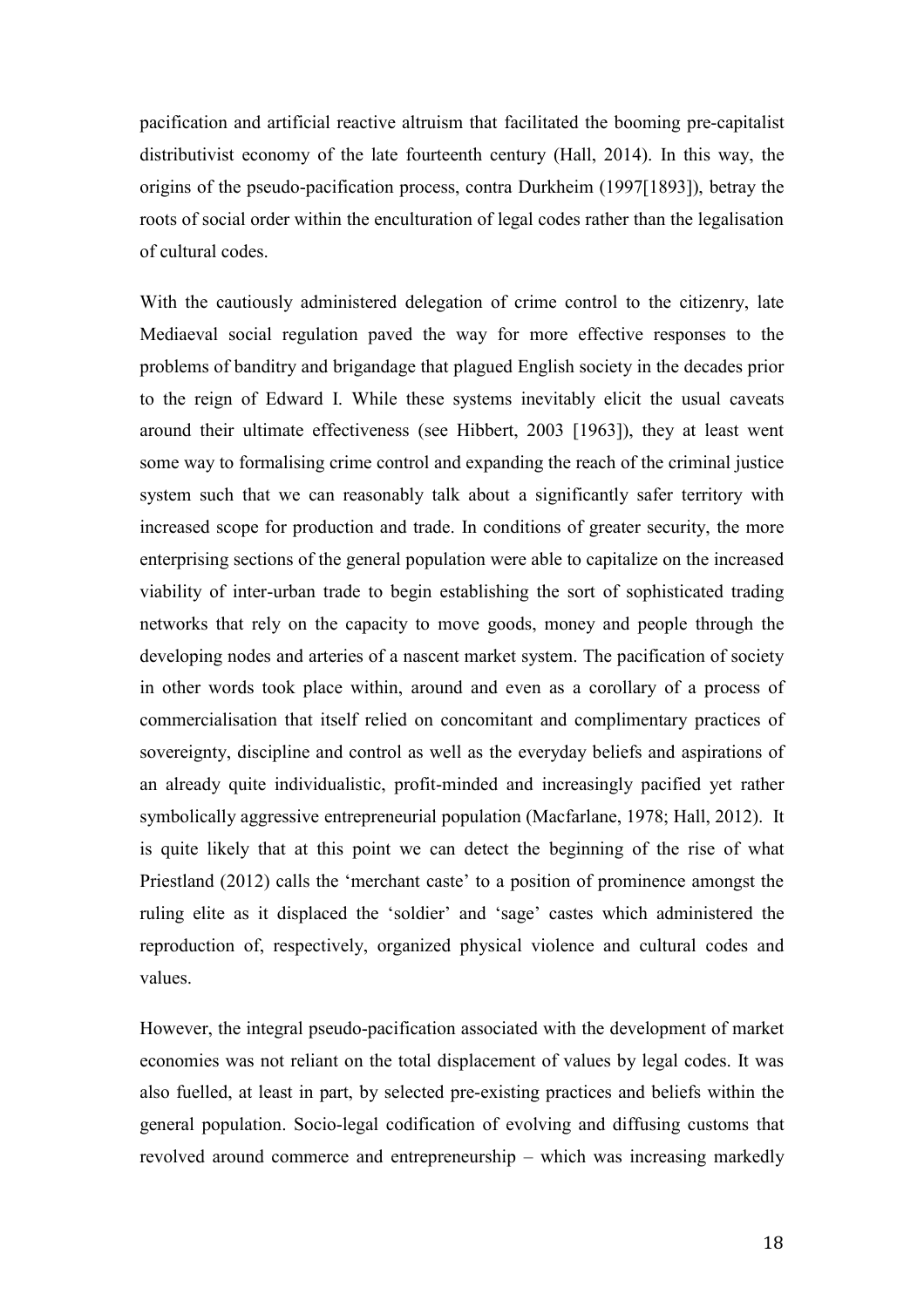pacification and artificial reactive altruism that facilitated the booming pre-capitalist distributivist economy of the late fourteenth century (Hall, 2014). In this way, the origins of the pseudo-pacification process, contra Durkheim (1997[1893]), betray the roots of social order within the enculturation of legal codes rather than the legalisation of cultural codes.

With the cautiously administered delegation of crime control to the citizenry, late Mediaeval social regulation paved the way for more effective responses to the problems of banditry and brigandage that plagued English society in the decades prior to the reign of Edward I. While these systems inevitably elicit the usual caveats around their ultimate effectiveness (see Hibbert, 2003 [1963]), they at least went some way to formalising crime control and expanding the reach of the criminal justice system such that we can reasonably talk about a significantly safer territory with increased scope for production and trade. In conditions of greater security, the more enterprising sections of the general population were able to capitalize on the increased viability of inter-urban trade to begin establishing the sort of sophisticated trading networks that rely on the capacity to move goods, money and people through the developing nodes and arteries of a nascent market system. The pacification of society in other words took place within, around and even as a corollary of a process of commercialisation that itself relied on concomitant and complimentary practices of sovereignty, discipline and control as well as the everyday beliefs and aspirations of an already quite individualistic, profit-minded and increasingly pacified yet rather symbolically aggressive entrepreneurial population (Macfarlane, 1978; Hall, 2012). It is quite likely that at this point we can detect the beginning of the rise of what Priestland (2012) calls the 'merchant caste' to a position of prominence amongst the ruling elite as it displaced the 'soldier' and 'sage' castes which administered the reproduction of, respectively, organized physical violence and cultural codes and values.

However, the integral pseudo-pacification associated with the development of market economies was not reliant on the total displacement of values by legal codes. It was also fuelled, at least in part, by selected pre-existing practices and beliefs within the general population. Socio-legal codification of evolving and diffusing customs that revolved around commerce and entrepreneurship – which was increasing markedly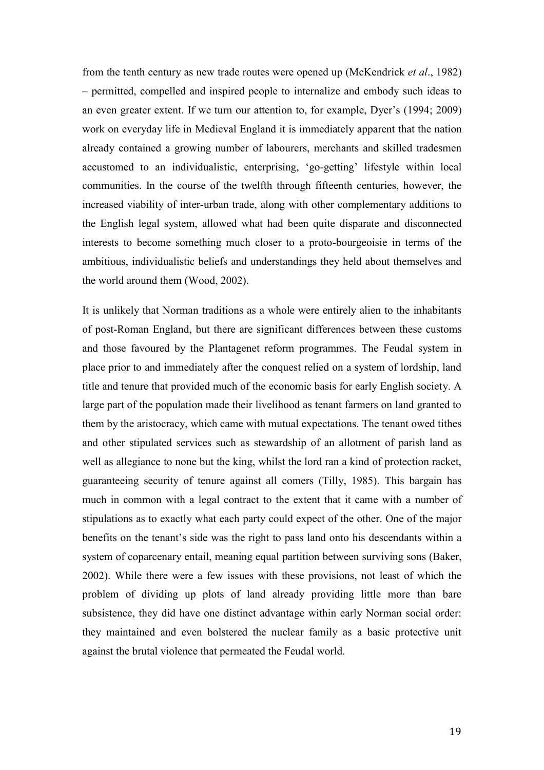from the tenth century as new trade routes were opened up (McKendrick *et al*., 1982) – permitted, compelled and inspired people to internalize and embody such ideas to an even greater extent. If we turn our attention to, for example, Dyer's (1994; 2009) work on everyday life in Medieval England it is immediately apparent that the nation already contained a growing number of labourers, merchants and skilled tradesmen accustomed to an individualistic, enterprising, 'go-getting' lifestyle within local communities. In the course of the twelfth through fifteenth centuries, however, the increased viability of inter-urban trade, along with other complementary additions to the English legal system, allowed what had been quite disparate and disconnected interests to become something much closer to a proto-bourgeoisie in terms of the ambitious, individualistic beliefs and understandings they held about themselves and the world around them (Wood, 2002).

It is unlikely that Norman traditions as a whole were entirely alien to the inhabitants of post-Roman England, but there are significant differences between these customs and those favoured by the Plantagenet reform programmes. The Feudal system in place prior to and immediately after the conquest relied on a system of lordship, land title and tenure that provided much of the economic basis for early English society. A large part of the population made their livelihood as tenant farmers on land granted to them by the aristocracy, which came with mutual expectations. The tenant owed tithes and other stipulated services such as stewardship of an allotment of parish land as well as allegiance to none but the king, whilst the lord ran a kind of protection racket, guaranteeing security of tenure against all comers (Tilly, 1985). This bargain has much in common with a legal contract to the extent that it came with a number of stipulations as to exactly what each party could expect of the other. One of the major benefits on the tenant's side was the right to pass land onto his descendants within a system of coparcenary entail, meaning equal partition between surviving sons (Baker, 2002). While there were a few issues with these provisions, not least of which the problem of dividing up plots of land already providing little more than bare subsistence, they did have one distinct advantage within early Norman social order: they maintained and even bolstered the nuclear family as a basic protective unit against the brutal violence that permeated the Feudal world.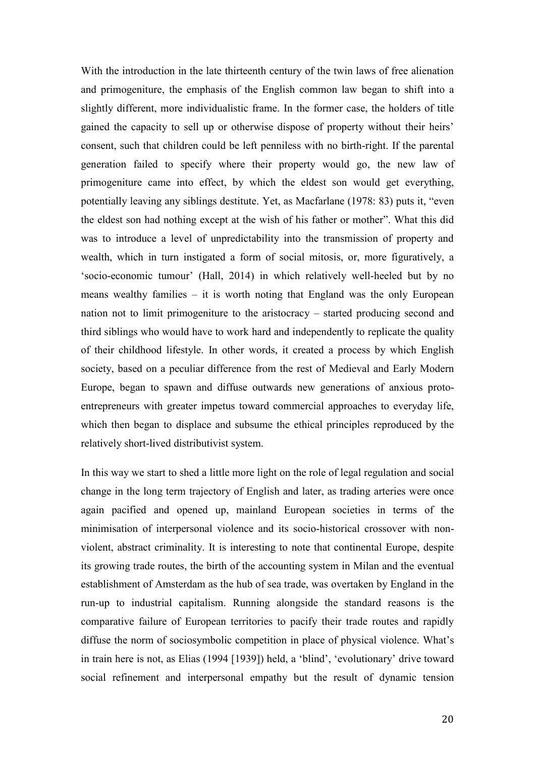With the introduction in the late thirteenth century of the twin laws of free alienation and primogeniture, the emphasis of the English common law began to shift into a slightly different, more individualistic frame. In the former case, the holders of title gained the capacity to sell up or otherwise dispose of property without their heirs' consent, such that children could be left penniless with no birth-right. If the parental generation failed to specify where their property would go, the new law of primogeniture came into effect, by which the eldest son would get everything, potentially leaving any siblings destitute. Yet, as Macfarlane (1978: 83) puts it, "even the eldest son had nothing except at the wish of his father or mother". What this did was to introduce a level of unpredictability into the transmission of property and wealth, which in turn instigated a form of social mitosis, or, more figuratively, a 'socio-economic tumour' (Hall, 2014) in which relatively well-heeled but by no means wealthy families – it is worth noting that England was the only European nation not to limit primogeniture to the aristocracy – started producing second and third siblings who would have to work hard and independently to replicate the quality of their childhood lifestyle. In other words, it created a process by which English society, based on a peculiar difference from the rest of Medieval and Early Modern Europe, began to spawn and diffuse outwards new generations of anxious proto-entrepreneurs with greater impetus toward commercial approaches to everyday life, which then began to displace and subsume the ethical principles reproduced by the relatively short-lived distributivist system.

In this way we start to shed a little more light on the role of legal regulation and social change in the long term trajectory of English and later, as trading arteries were once again pacified and opened up, mainland European societies in terms of the minimisation of interpersonal violence and its socio-historical crossover with non-violent, abstract criminality. It is interesting to note that continental Europe, despite its growing trade routes, the birth of the accounting system in Milan and the eventual establishment of Amsterdam as the hub of sea trade, was overtaken by England in the run-up to industrial capitalism. Running alongside the standard reasons is the comparative failure of European territories to pacify their trade routes and rapidly diffuse the norm of sociosymbolic competition in place of physical violence. What's in train here is not, as Elias (1994 [1939]) held, a 'blind', 'evolutionary' drive toward social refinement and interpersonal empathy but the result of dynamic tension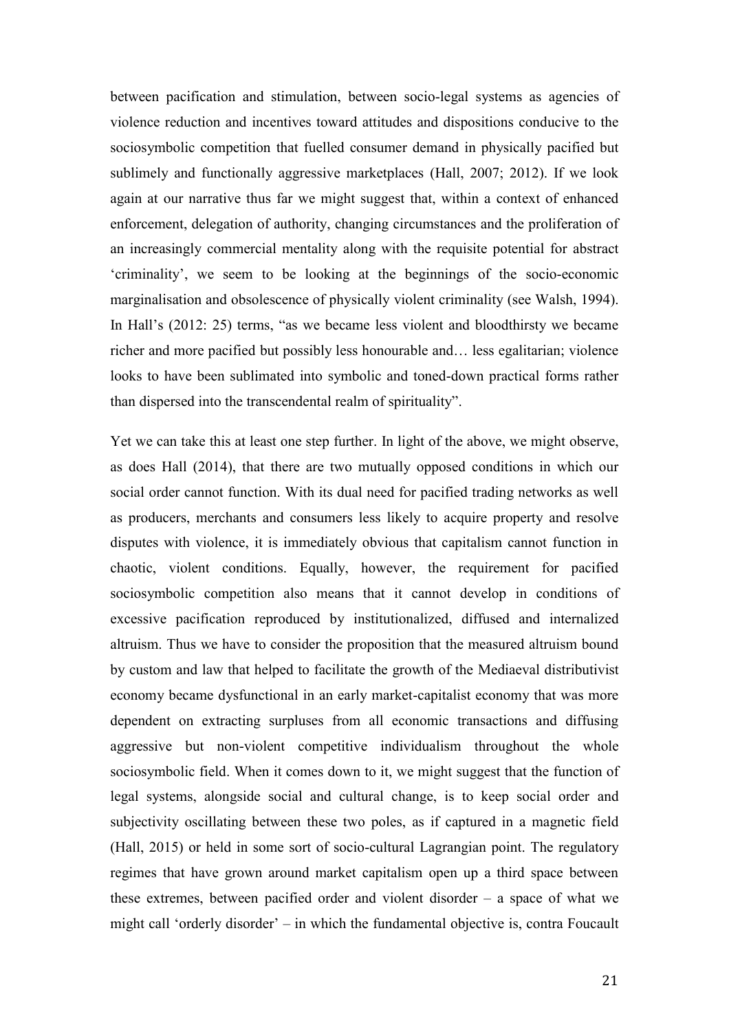between pacification and stimulation, between socio-legal systems as agencies of violence reduction and incentives toward attitudes and dispositions conducive to the sociosymbolic competition that fuelled consumer demand in physically pacified but sublimely and functionally aggressive marketplaces (Hall, 2007; 2012). If we look again at our narrative thus far we might suggest that, within a context of enhanced enforcement, delegation of authority, changing circumstances and the proliferation of an increasingly commercial mentality along with the requisite potential for abstract 'criminality', we seem to be looking at the beginnings of the socio-economic marginalisation and obsolescence of physically violent criminality (see Walsh, 1994). In Hall's (2012: 25) terms, "as we became less violent and bloodthirsty we became richer and more pacified but possibly less honourable and… less egalitarian; violence looks to have been sublimated into symbolic and toned-down practical forms rather than dispersed into the transcendental realm of spirituality".

Yet we can take this at least one step further. In light of the above, we might observe, as does Hall (2014), that there are two mutually opposed conditions in which our social order cannot function. With its dual need for pacified trading networks as well as producers, merchants and consumers less likely to acquire property and resolve disputes with violence, it is immediately obvious that capitalism cannot function in chaotic, violent conditions. Equally, however, the requirement for pacified sociosymbolic competition also means that it cannot develop in conditions of excessive pacification reproduced by institutionalized, diffused and internalized altruism. Thus we have to consider the proposition that the measured altruism bound by custom and law that helped to facilitate the growth of the Mediaeval distributivist economy became dysfunctional in an early market-capitalist economy that was more dependent on extracting surpluses from all economic transactions and diffusing aggressive but non-violent competitive individualism throughout the whole sociosymbolic field. When it comes down to it, we might suggest that the function of legal systems, alongside social and cultural change, is to keep social order and subjectivity oscillating between these two poles, as if captured in a magnetic field (Hall, 2015) or held in some sort of socio-cultural Lagrangian point. The regulatory regimes that have grown around market capitalism open up a third space between these extremes, between pacified order and violent disorder – a space of what we might call 'orderly disorder' – in which the fundamental objective is, contra Foucault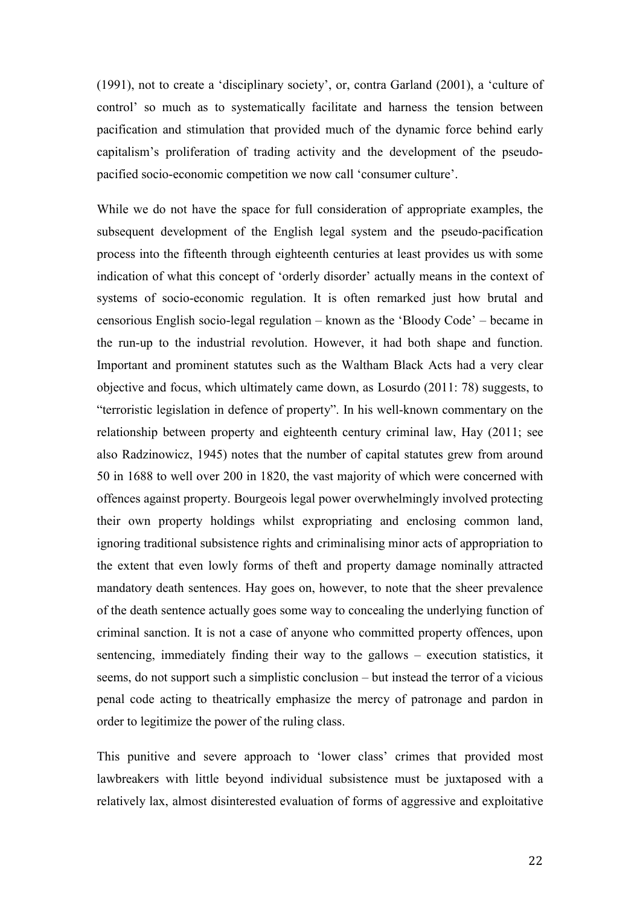(1991), not to create a 'disciplinary society', or, contra Garland (2001), a 'culture of control' so much as to systematically facilitate and harness the tension between pacification and stimulation that provided much of the dynamic force behind early capitalism's proliferation of trading activity and the development of the pseudo-pacified socio-economic competition we now call 'consumer culture'.

While we do not have the space for full consideration of appropriate examples, the subsequent development of the English legal system and the pseudo-pacification process into the fifteenth through eighteenth centuries at least provides us with some indication of what this concept of 'orderly disorder' actually means in the context of systems of socio-economic regulation. It is often remarked just how brutal and censorious English socio-legal regulation – known as the 'Bloody Code' – became in the run-up to the industrial revolution. However, it had both shape and function. Important and prominent statutes such as the Waltham Black Acts had a very clear objective and focus, which ultimately came down, as Losurdo (2011: 78) suggests, to "terroristic legislation in defence of property". In his well-known commentary on the relationship between property and eighteenth century criminal law, Hay (2011; see also Radzinowicz, 1945) notes that the number of capital statutes grew from around 50 in 1688 to well over 200 in 1820, the vast majority of which were concerned with offences against property. Bourgeois legal power overwhelmingly involved protecting their own property holdings whilst expropriating and enclosing common land, ignoring traditional subsistence rights and criminalising minor acts of appropriation to the extent that even lowly forms of theft and property damage nominally attracted mandatory death sentences. Hay goes on, however, to note that the sheer prevalence of the death sentence actually goes some way to concealing the underlying function of criminal sanction. It is not a case of anyone who committed property offences, upon sentencing, immediately finding their way to the gallows – execution statistics, it seems, do not support such a simplistic conclusion – but instead the terror of a vicious penal code acting to theatrically emphasize the mercy of patronage and pardon in order to legitimize the power of the ruling class.

This punitive and severe approach to 'lower class' crimes that provided most lawbreakers with little beyond individual subsistence must be juxtaposed with a relatively lax, almost disinterested evaluation of forms of aggressive and exploitative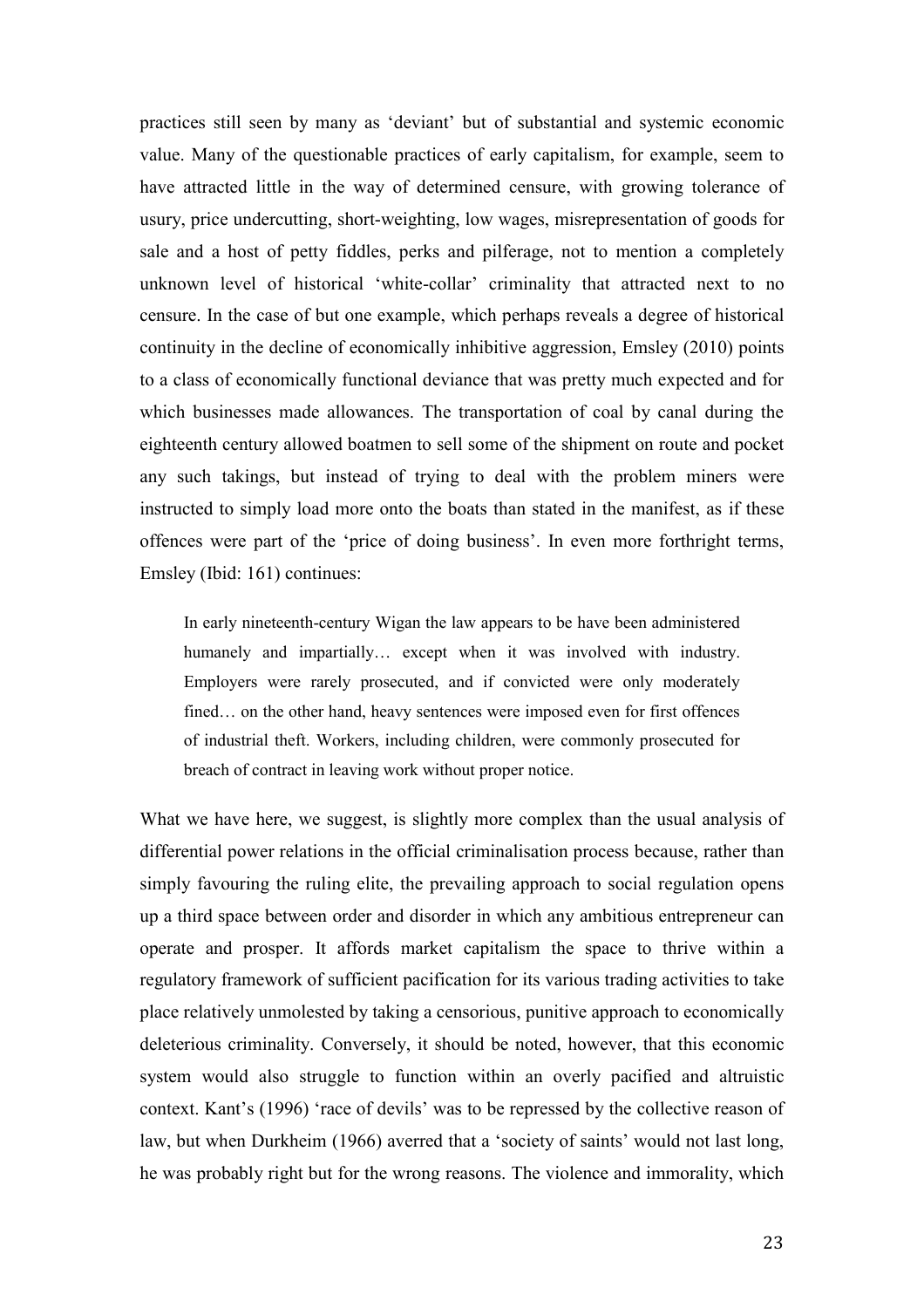practices still seen by many as 'deviant' but of substantial and systemic economic value. Many of the questionable practices of early capitalism, for example, seem to have attracted little in the way of determined censure, with growing tolerance of usury, price undercutting, short-weighting, low wages, misrepresentation of goods for sale and a host of petty fiddles, perks and pilferage, not to mention a completely unknown level of historical 'white-collar' criminality that attracted next to no censure. In the case of but one example, which perhaps reveals a degree of historical continuity in the decline of economically inhibitive aggression, Emsley (2010) points to a class of economically functional deviance that was pretty much expected and for which businesses made allowances. The transportation of coal by canal during the eighteenth century allowed boatmen to sell some of the shipment on route and pocket any such takings, but instead of trying to deal with the problem miners were instructed to simply load more onto the boats than stated in the manifest, as if these offences were part of the 'price of doing business'. In even more forthright terms, Emsley (Ibid: 161) continues:

> In early nineteenth-century Wigan the law appears to be have been administered humanely and impartially… except when it was involved with industry. Employers were rarely prosecuted, and if convicted were only moderately fined… on the other hand, heavy sentences were imposed even for first offences of industrial theft. Workers, including children, were commonly prosecuted for breach of contract in leaving work without proper notice.

What we have here, we suggest, is slightly more complex than the usual analysis of differential power relations in the official criminalisation process because, rather than simply favouring the ruling elite, the prevailing approach to social regulation opens up a third space between order and disorder in which any ambitious entrepreneur can operate and prosper. It affords market capitalism the space to thrive within a regulatory framework of sufficient pacification for its various trading activities to take place relatively unmolested by taking a censorious, punitive approach to economically deleterious criminality. Conversely, it should be noted, however, that this economic system would also struggle to function within an overly pacified and altruistic context. Kant's (1996) 'race of devils' was to be repressed by the collective reason of law, but when Durkheim (1966) averred that a 'society of saints' would not last long, he was probably right but for the wrong reasons. The violence and immorality, which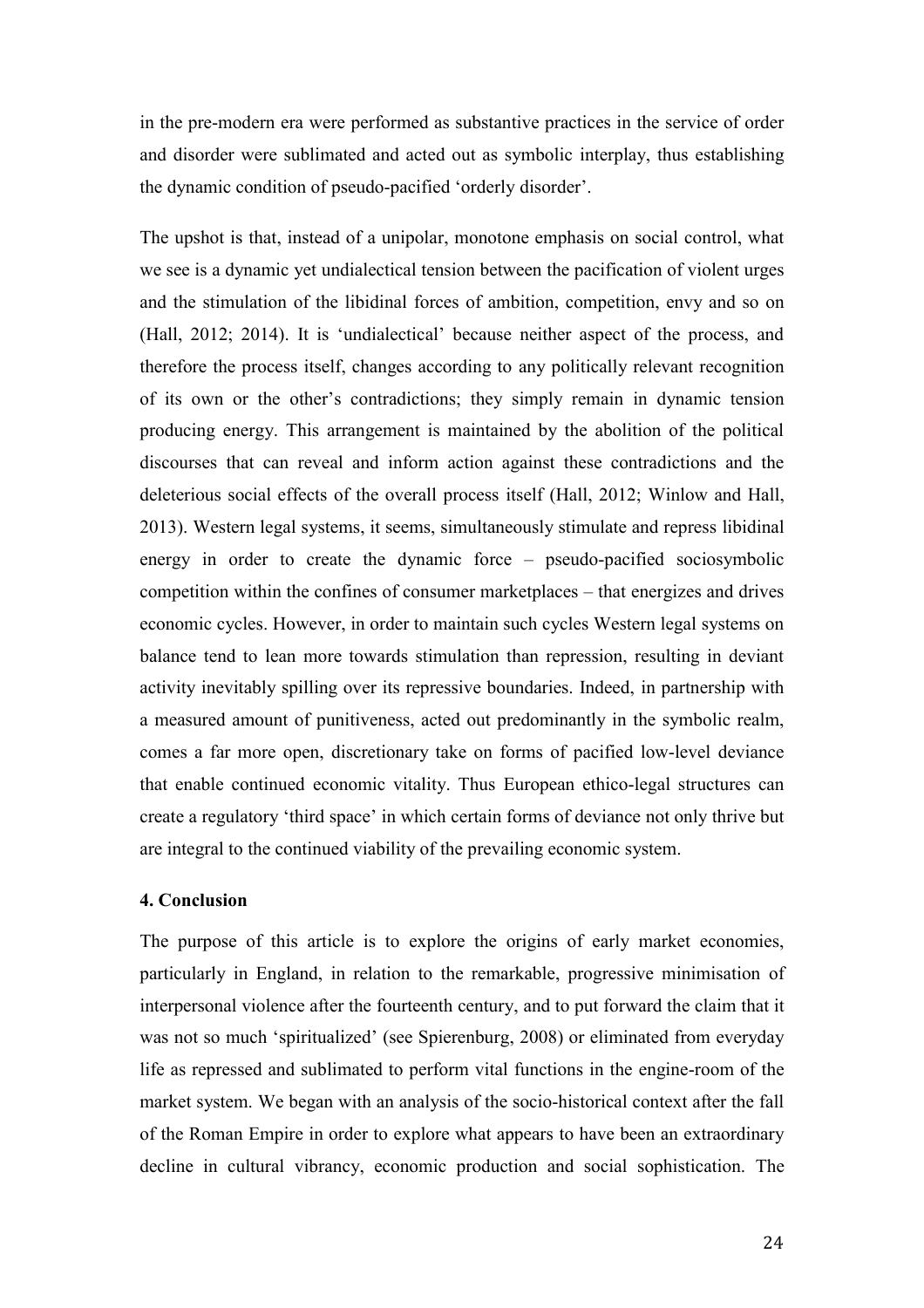in the pre-modern era were performed as substantive practices in the service of order and disorder were sublimated and acted out as symbolic interplay, thus establishing the dynamic condition of pseudo-pacified 'orderly disorder'.

The upshot is that, instead of a unipolar, monotone emphasis on social control, what we see is a dynamic yet undialectical tension between the pacification of violent urges and the stimulation of the libidinal forces of ambition, competition, envy and so on (Hall, 2012; 2014). It is 'undialectical' because neither aspect of the process, and therefore the process itself, changes according to any politically relevant recognition of its own or the other's contradictions; they simply remain in dynamic tension producing energy. This arrangement is maintained by the abolition of the political discourses that can reveal and inform action against these contradictions and the deleterious social effects of the overall process itself (Hall, 2012; Winlow and Hall, 2013). Western legal systems, it seems, simultaneously stimulate and repress libidinal energy in order to create the dynamic force – pseudo-pacified sociosymbolic competition within the confines of consumer marketplaces – that energizes and drives economic cycles. However, in order to maintain such cycles Western legal systems on balance tend to lean more towards stimulation than repression, resulting in deviant activity inevitably spilling over its repressive boundaries. Indeed, in partnership with a measured amount of punitiveness, acted out predominantly in the symbolic realm, comes a far more open, discretionary take on forms of pacified low-level deviance that enable continued economic vitality. Thus European ethico-legal structures can create a regulatory 'third space' in which certain forms of deviance not only thrive but are integral to the continued viability of the prevailing economic system.

**4. Conclusion**

The purpose of this article is to explore the origins of early market economies, particularly in England, in relation to the remarkable, progressive minimisation of interpersonal violence after the fourteenth century, and to put forward the claim that it was not so much 'spiritualized' (see Spierenburg, 2008) or eliminated from everyday life as repressed and sublimated to perform vital functions in the engine-room of the market system. We began with an analysis of the socio-historical context after the fall of the Roman Empire in order to explore what appears to have been an extraordinary decline in cultural vibrancy, economic production and social sophistication. The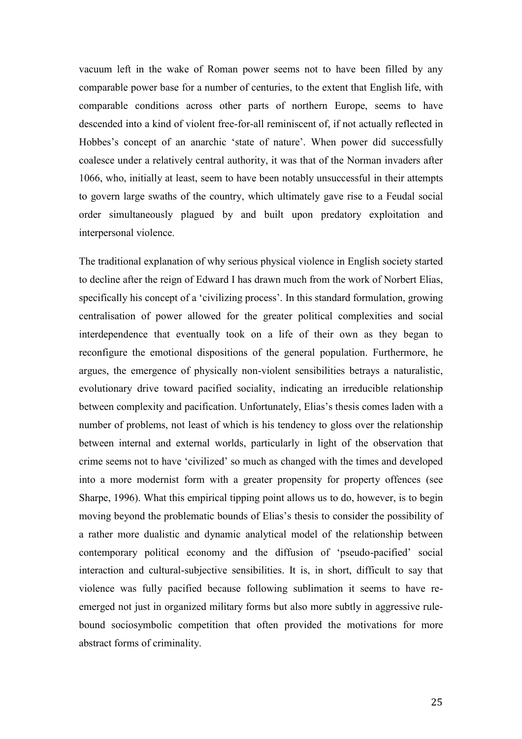vacuum left in the wake of Roman power seems not to have been filled by any comparable power base for a number of centuries, to the extent that English life, with comparable conditions across other parts of northern Europe, seems to have descended into a kind of violent free-for-all reminiscent of, if not actually reflected in Hobbes's concept of an anarchic 'state of nature'. When power did successfully coalesce under a relatively central authority, it was that of the Norman invaders after 1066, who, initially at least, seem to have been notably unsuccessful in their attempts to govern large swaths of the country, which ultimately gave rise to a Feudal social order simultaneously plagued by and built upon predatory exploitation and interpersonal violence.

The traditional explanation of why serious physical violence in English society started to decline after the reign of Edward I has drawn much from the work of Norbert Elias, specifically his concept of a 'civilizing process'. In this standard formulation, growing centralisation of power allowed for the greater political complexities and social interdependence that eventually took on a life of their own as they began to reconfigure the emotional dispositions of the general population. Furthermore, he argues, the emergence of physically non-violent sensibilities betrays a naturalistic, evolutionary drive toward pacified sociality, indicating an irreducible relationship between complexity and pacification. Unfortunately, Elias's thesis comes laden with a number of problems, not least of which is his tendency to gloss over the relationship between internal and external worlds, particularly in light of the observation that crime seems not to have 'civilized' so much as changed with the times and developed into a more modernist form with a greater propensity for property offences (see Sharpe, 1996). What this empirical tipping point allows us to do, however, is to begin moving beyond the problematic bounds of Elias's thesis to consider the possibility of a rather more dualistic and dynamic analytical model of the relationship between contemporary political economy and the diffusion of 'pseudo-pacified' social interaction and cultural-subjective sensibilities. It is, in short, difficult to say that violence was fully pacified because following sublimation it seems to have re-emerged not just in organized military forms but also more subtly in aggressive rule-bound sociosymbolic competition that often provided the motivations for more abstract forms of criminality.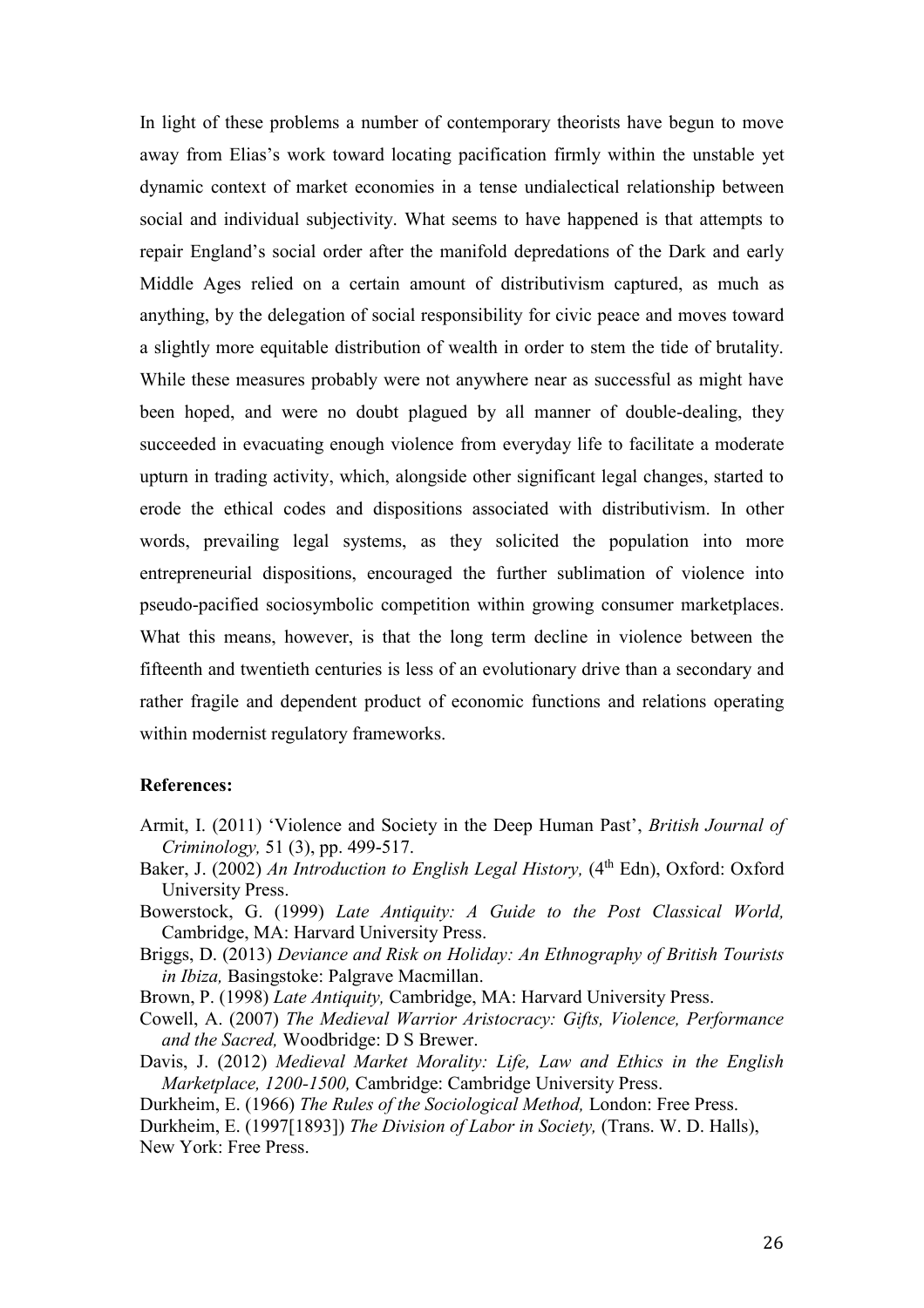In light of these problems a number of contemporary theorists have begun to move away from Elias's work toward locating pacification firmly within the unstable yet dynamic context of market economies in a tense undialectical relationship between social and individual subjectivity. What seems to have happened is that attempts to repair England's social order after the manifold depredations of the Dark and early Middle Ages relied on a certain amount of distributivism captured, as much as anything, by the delegation of social responsibility for civic peace and moves toward a slightly more equitable distribution of wealth in order to stem the tide of brutality. While these measures probably were not anywhere near as successful as might have been hoped, and were no doubt plagued by all manner of double-dealing, they succeeded in evacuating enough violence from everyday life to facilitate a moderate upturn in trading activity, which, alongside other significant legal changes, started to erode the ethical codes and dispositions associated with distributivism. In other words, prevailing legal systems, as they solicited the population into more entrepreneurial dispositions, encouraged the further sublimation of violence into pseudo-pacified sociosymbolic competition within growing consumer marketplaces. What this means, however, is that the long term decline in violence between the fifteenth and twentieth centuries is less of an evolutionary drive than a secondary and rather fragile and dependent product of economic functions and relations operating within modernist regulatory frameworks.

**References:**

Armit, I. (2011) 'Violence and Society in the Deep Human Past', *British Journal of Criminology,* 51 (3), pp. 499-517.

Baker, J. (2002) *An Introduction to English Legal History,* (4th Edn), Oxford: Oxford University Press.

Bowerstock, G. (1999) *Late Antiquity: A Guide to the Post Classical World,* Cambridge, MA: Harvard University Press.

Briggs, D. (2013) *Deviance and Risk on Holiday: An Ethnography of British Tourists in Ibiza,* Basingstoke: Palgrave Macmillan.

Brown, P. (1998) *Late Antiquity,* Cambridge, MA: Harvard University Press.

Cowell, A. (2007) *The Medieval Warrior Aristocracy: Gifts, Violence, Performance and the Sacred,* Woodbridge: D S Brewer.

Davis, J. (2012) *Medieval Market Morality: Life, Law and Ethics in the English Marketplace, 1200-1500,* Cambridge: Cambridge University Press.

Durkheim, E. (1966) *The Rules of the Sociological Method,* London: Free Press.

Durkheim, E. (1997[1893]) *The Division of Labor in Society,* (Trans. W. D. Halls), New York: Free Press.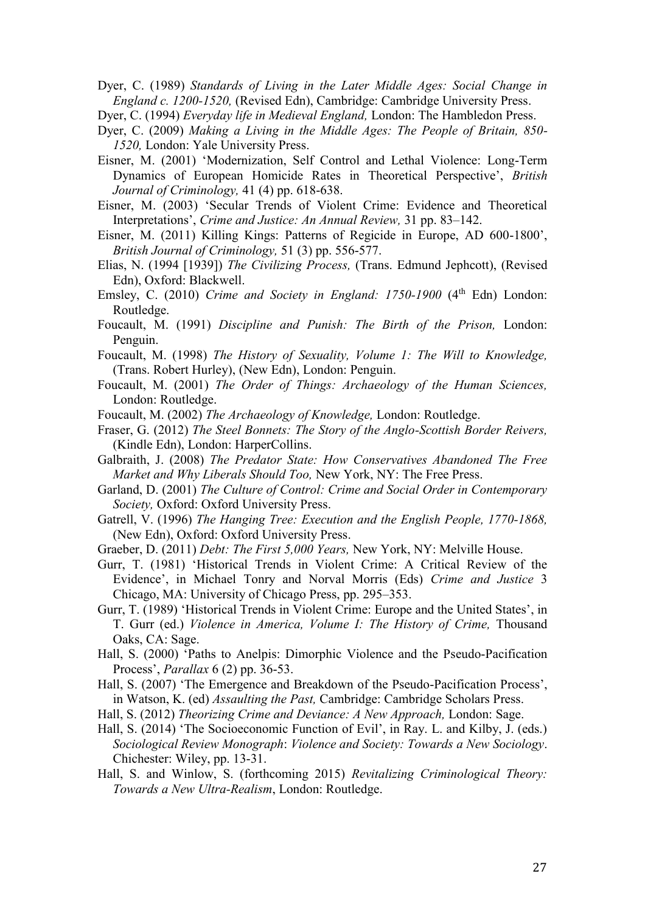Dyer, C. (1989) *Standards of Living in the Later Middle Ages: Social Change in England c. 1200-1520,* (Revised Edn), Cambridge: Cambridge University Press.

Dyer, C. (1994) *Everyday life in Medieval England,* London: The Hambledon Press.

Dyer, C. (2009) *Making a Living in the Middle Ages: The People of Britain, 850-1520,* London: Yale University Press.

Eisner, M. (2001) 'Modernization, Self Control and Lethal Violence: Long-Term Dynamics of European Homicide Rates in Theoretical Perspective', *British Journal of Criminology,* 41 (4) pp. 618-638.

Eisner, M. (2003) 'Secular Trends of Violent Crime: Evidence and Theoretical Interpretations', *Crime and Justice: An Annual Review,* 31 pp. 83–142.

Eisner, M. (2011) Killing Kings: Patterns of Regicide in Europe, AD 600-1800', *British Journal of Criminology,* 51 (3) pp. 556-577.

Elias, N. (1994 [1939]) *The Civilizing Process,* (Trans. Edmund Jephcott), (Revised Edn), Oxford: Blackwell.

Emsley, C. (2010) *Crime and Society in England: 1750-1900* (4th Edn) London: Routledge.

Foucault, M. (1991) *Discipline and Punish: The Birth of the Prison,* London: Penguin.

Foucault, M. (1998) *The History of Sexuality, Volume 1: The Will to Knowledge,* (Trans. Robert Hurley), (New Edn), London: Penguin.

Foucault, M. (2001) *The Order of Things: Archaeology of the Human Sciences,* London: Routledge.

Foucault, M. (2002) *The Archaeology of Knowledge,* London: Routledge.

Fraser, G. (2012) *The Steel Bonnets: The Story of the Anglo-Scottish Border Reivers,* (Kindle Edn), London: HarperCollins.

Galbraith, J. (2008) *The Predator State: How Conservatives Abandoned The Free Market and Why Liberals Should Too,* New York, NY: The Free Press.

Garland, D. (2001) *The Culture of Control: Crime and Social Order in Contemporary Society,* Oxford: Oxford University Press.

Gatrell, V. (1996) *The Hanging Tree: Execution and the English People, 1770-1868,* (New Edn), Oxford: Oxford University Press.

Graeber, D. (2011) *Debt: The First 5,000 Years,* New York, NY: Melville House.

Gurr, T. (1981) 'Historical Trends in Violent Crime: A Critical Review of the Evidence', in Michael Tonry and Norval Morris (Eds) *Crime and Justice* 3 Chicago, MA: University of Chicago Press, pp. 295–353.

Gurr, T. (1989) 'Historical Trends in Violent Crime: Europe and the United States', in T. Gurr (ed.) *Violence in America, Volume I: The History of Crime,* Thousand Oaks, CA: Sage.

Hall, S. (2000) 'Paths to Anelpis: Dimorphic Violence and the Pseudo-Pacification Process', *Parallax* 6 (2) pp. 36-53.

Hall, S. (2007) 'The Emergence and Breakdown of the Pseudo-Pacification Process', in Watson, K. (ed) *Assaulting the Past,* Cambridge: Cambridge Scholars Press.

Hall, S. (2012) *Theorizing Crime and Deviance: A New Approach,* London: Sage.

Hall, S. (2014) 'The Socioeconomic Function of Evil', in Ray. L. and Kilby, J. (eds.) *Sociological Review Monograph*: *Violence and Society: Towards a New Sociology*. Chichester: Wiley, pp. 13-31.

Hall, S. and Winlow, S. (forthcoming 2015) *Revitalizing Criminological Theory: Towards a New Ultra-Realism*, London: Routledge.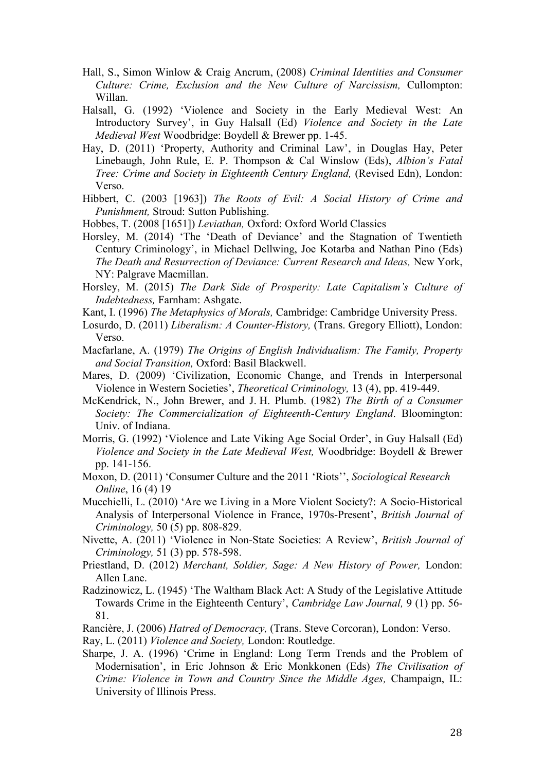Hall, S., Simon Winlow & Craig Ancrum, (2008) *Criminal Identities and Consumer Culture: Crime, Exclusion and the New Culture of Narcissism,* Cullompton: Willan.

Halsall, G. (1992) 'Violence and Society in the Early Medieval West: An Introductory Survey', in Guy Halsall (Ed) *Violence and Society in the Late Medieval West* Woodbridge: Boydell & Brewer pp. 1-45.

Hay, D. (2011) 'Property, Authority and Criminal Law', in Douglas Hay, Peter Linebaugh, John Rule, E. P. Thompson & Cal Winslow (Eds), *Albion's Fatal Tree: Crime and Society in Eighteenth Century England,* (Revised Edn), London: Verso.

Hibbert, C. (2003 [1963]) *The Roots of Evil: A Social History of Crime and Punishment,* Stroud: Sutton Publishing.

Hobbes, T. (2008 [1651]) *Leviathan,* Oxford: Oxford World Classics

Horsley, M. (2014) 'The 'Death of Deviance' and the Stagnation of Twentieth Century Criminology', in Michael Dellwing, Joe Kotarba and Nathan Pino (Eds) *The Death and Resurrection of Deviance: Current Research and Ideas,* New York, NY: Palgrave Macmillan.

Horsley, M. (2015) *The Dark Side of Prosperity: Late Capitalism's Culture of Indebtedness,* Farnham: Ashgate.

Kant, I. (1996) *The Metaphysics of Morals,* Cambridge: Cambridge University Press.

Losurdo, D. (2011) *Liberalism: A Counter-History,* (Trans. Gregory Elliott), London: Verso.

Macfarlane, A. (1979) *The Origins of English Individualism: The Family, Property and Social Transition,* Oxford: Basil Blackwell.

Mares, D. (2009) 'Civilization, Economic Change, and Trends in Interpersonal Violence in Western Societies', *Theoretical Criminology,* 13 (4), pp. 419-449.

McKendrick, N., John Brewer, and J. H. Plumb. (1982) *The Birth of a Consumer Society: The Commercialization of Eighteenth-Century England*. Bloomington: Univ. of Indiana.

Morris, G. (1992) 'Violence and Late Viking Age Social Order', in Guy Halsall (Ed) *Violence and Society in the Late Medieval West,* Woodbridge: Boydell & Brewer pp. 141-156.

Moxon, D. (2011) 'Consumer Culture and the 2011 'Riots'', *Sociological Research Online*, 16 (4) 19

Mucchielli, L. (2010) 'Are we Living in a More Violent Society?: A Socio-Historical Analysis of Interpersonal Violence in France, 1970s-Present', *British Journal of Criminology,* 50 (5) pp. 808-829.

Nivette, A. (2011) 'Violence in Non-State Societies: A Review', *British Journal of Criminology,* 51 (3) pp. 578-598.

Priestland, D. (2012) *Merchant, Soldier, Sage: A New History of Power,* London: Allen Lane.

Radzinowicz, L. (1945) 'The Waltham Black Act: A Study of the Legislative Attitude Towards Crime in the Eighteenth Century', *Cambridge Law Journal,* 9 (1) pp. 56-81.

Rancière, J. (2006) *Hatred of Democracy,* (Trans. Steve Corcoran), London: Verso.

Ray, L. (2011) *Violence and Society,* London: Routledge.

Sharpe, J. A. (1996) 'Crime in England: Long Term Trends and the Problem of Modernisation', in Eric Johnson & Eric Monkkonen (Eds) *The Civilisation of Crime: Violence in Town and Country Since the Middle Ages,* Champaign, IL: University of Illinois Press.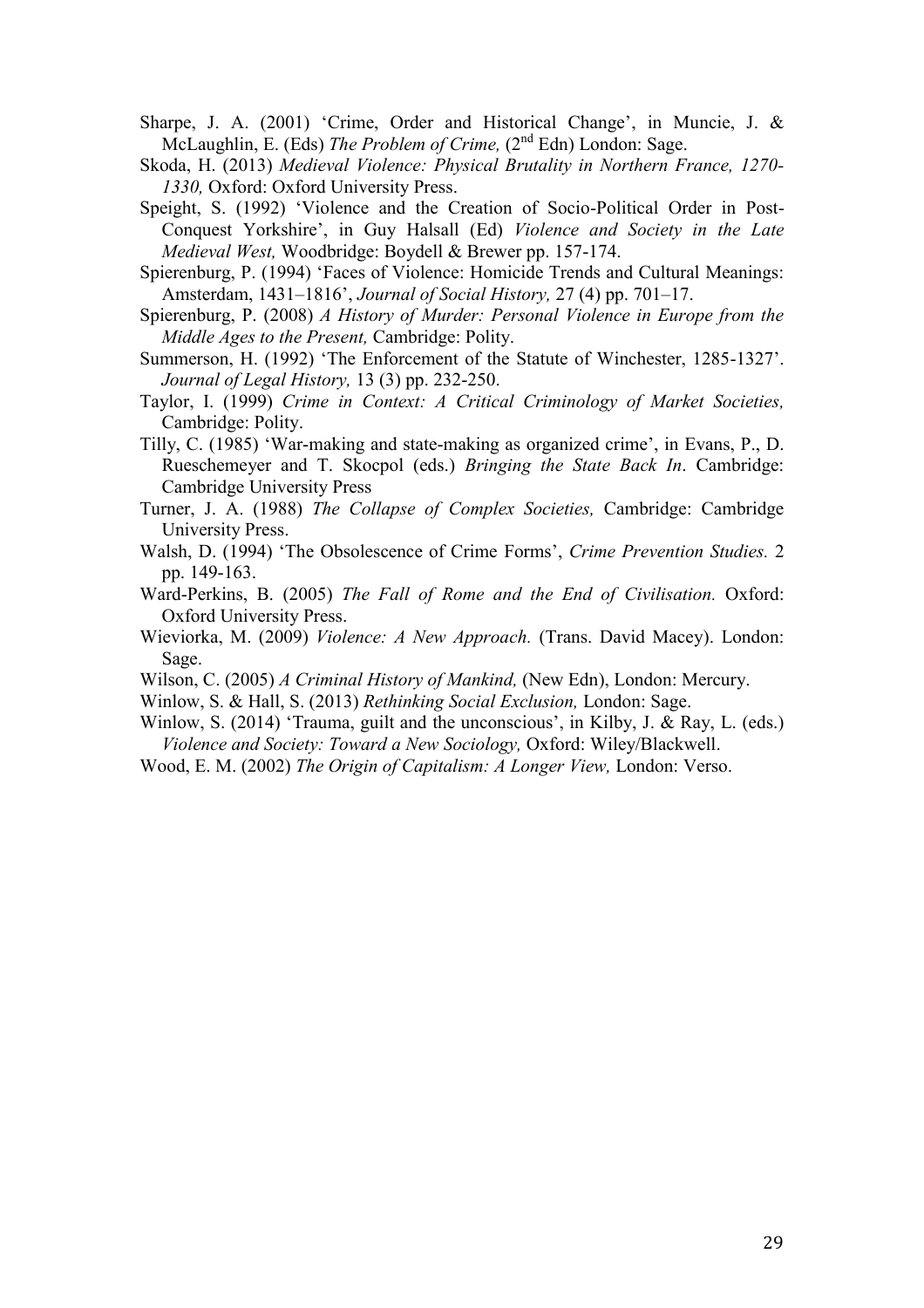Sharpe, J. A. (2001) 'Crime, Order and Historical Change', in Muncie, J. & McLaughlin, E. (Eds) *The Problem of Crime,* (2nd Edn) London: Sage.

Skoda, H. (2013) *Medieval Violence: Physical Brutality in Northern France, 1270-1330,* Oxford: Oxford University Press.

Speight, S. (1992) 'Violence and the Creation of Socio-Political Order in Post-Conquest Yorkshire', in Guy Halsall (Ed) *Violence and Society in the Late Medieval West,* Woodbridge: Boydell & Brewer pp. 157-174.

Spierenburg, P. (1994) 'Faces of Violence: Homicide Trends and Cultural Meanings: Amsterdam, 1431–1816', *Journal of Social History,* 27 (4) pp. 701–17.

Spierenburg, P. (2008) *A History of Murder: Personal Violence in Europe from the Middle Ages to the Present,* Cambridge: Polity.

Summerson, H. (1992) 'The Enforcement of the Statute of Winchester, 1285-1327'. *Journal of Legal History,* 13 (3) pp. 232-250.

Taylor, I. (1999) *Crime in Context: A Critical Criminology of Market Societies,* Cambridge: Polity.

Tilly, C. (1985) 'War-making and state-making as organized crime', in Evans, P., D. Rueschemeyer and T. Skocpol (eds.) *Bringing the State Back In*. Cambridge: Cambridge University Press

Turner, J. A. (1988) *The Collapse of Complex Societies,* Cambridge: Cambridge University Press.

Walsh, D. (1994) 'The Obsolescence of Crime Forms', *Crime Prevention Studies.* 2 pp. 149-163.

Ward-Perkins, B. (2005) *The Fall of Rome and the End of Civilisation.* Oxford: Oxford University Press.

Wieviorka, M. (2009) *Violence: A New Approach.* (Trans. David Macey). London: Sage.

Wilson, C. (2005) *A Criminal History of Mankind,* (New Edn), London: Mercury.

Winlow, S. & Hall, S. (2013) *Rethinking Social Exclusion,* London: Sage.

Winlow, S. (2014) 'Trauma, guilt and the unconscious', in Kilby, J. & Ray, L. (eds.) *Violence and Society: Toward a New Sociology,* Oxford: Wiley/Blackwell.

Wood, E. M. (2002) *The Origin of Capitalism: A Longer View,* London: Verso.